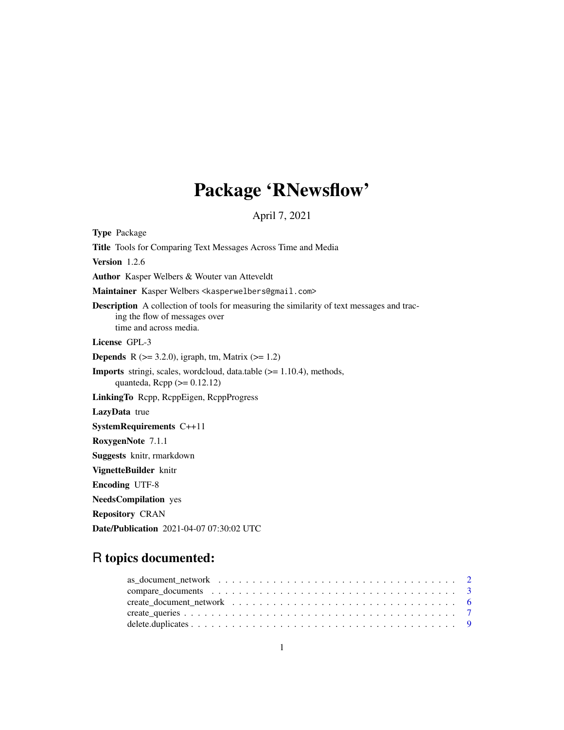# Package 'RNewsflow'

April 7, 2021

**Type** Package

**Title** Tools for Comparing Text Messages Across Time and Media

**Version** 1.2.6

**Author** Kasper Welbers & Wouter van Atteveldt

**Maintainer** Kasper Welbers <kasperwelbers@gmail.com>

**Description** A collection of tools for measuring the similarity of text messages and tracing the flow of messages over time and across media.

**License** GPL-3

**Depends** R (>= 3.2.0), igraph, tm, Matrix (>= 1.2)

**Imports** stringi, scales, wordcloud, data.table (>= 1.10.4), methods, quanteda, Rcpp (>= 0.12.12)

**LinkingTo** Rcpp, RcppEigen, RcppProgress

**LazyData** true

**SystemRequirements** C++11

**RoxygenNote** 7.1.1

**Suggests** knitr, rmarkdown

**VignetteBuilder** knitr

**Encoding** UTF-8

**NeedsCompilation** yes

**Repository** CRAN

**Date/Publication** 2021-04-07 07:30:02 UTC

## R topics documented:

| | |
|---|---|
| as_document_network | 2 |
| compare_documents | 3 |
| create_document_network | 6 |
| create_queries | 7 |
| delete.duplicates | 9 |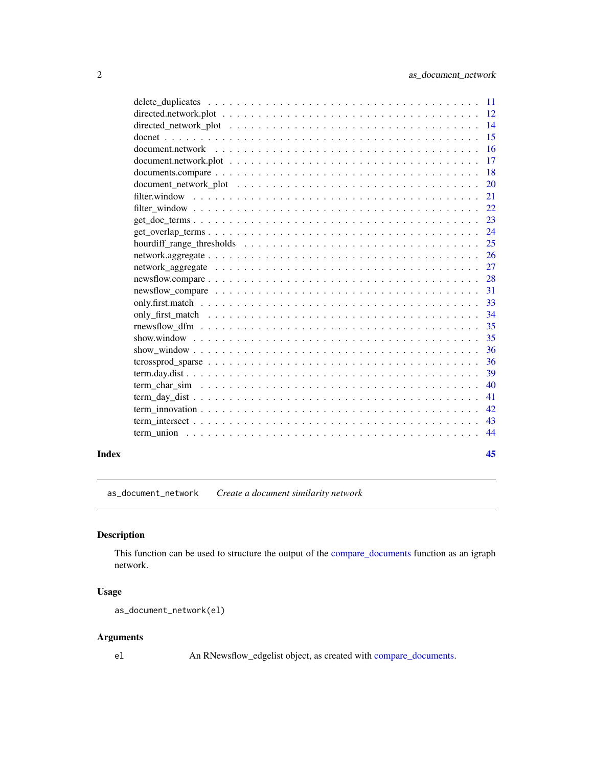delete_duplicates . . . . . . . . . . . . . . . . . . . . . . . . . . . . . . . . . . . . 11
directed.network.plot . . . . . . . . . . . . . . . . . . . . . . . . . . . . . . . . . . 12
directed_network_plot . . . . . . . . . . . . . . . . . . . . . . . . . . . . . . . . . . 14
docnet . . . . . . . . . . . . . . . . . . . . . . . . . . . . . . . . . . . . . . . . . 15
document.network . . . . . . . . . . . . . . . . . . . . . . . . . . . . . . . . . . . . 16
document.network.plot . . . . . . . . . . . . . . . . . . . . . . . . . . . . . . . . . 17
documents.compare . . . . . . . . . . . . . . . . . . . . . . . . . . . . . . . . . . . 18
document_network_plot . . . . . . . . . . . . . . . . . . . . . . . . . . . . . . . . . 20
filter.window . . . . . . . . . . . . . . . . . . . . . . . . . . . . . . . . . . . . . . 21
filter_window . . . . . . . . . . . . . . . . . . . . . . . . . . . . . . . . . . . . . . 22
get_doc_terms . . . . . . . . . . . . . . . . . . . . . . . . . . . . . . . . . . . . . . 23
get_overlap_terms . . . . . . . . . . . . . . . . . . . . . . . . . . . . . . . . . . . . 24
hourdiff_range_thresholds . . . . . . . . . . . . . . . . . . . . . . . . . . . . . . . 25
network.aggregate . . . . . . . . . . . . . . . . . . . . . . . . . . . . . . . . . . . . 26
network_aggregate . . . . . . . . . . . . . . . . . . . . . . . . . . . . . . . . . . . . 27
newsflow.compare . . . . . . . . . . . . . . . . . . . . . . . . . . . . . . . . . . . . 28
newsflow_compare . . . . . . . . . . . . . . . . . . . . . . . . . . . . . . . . . . . . 31
only.first.match . . . . . . . . . . . . . . . . . . . . . . . . . . . . . . . . . . . . . 33
only_first_match . . . . . . . . . . . . . . . . . . . . . . . . . . . . . . . . . . . . . 34
rnewsflow_dfm . . . . . . . . . . . . . . . . . . . . . . . . . . . . . . . . . . . . . . 35
show.window . . . . . . . . . . . . . . . . . . . . . . . . . . . . . . . . . . . . . . . 35
show_window . . . . . . . . . . . . . . . . . . . . . . . . . . . . . . . . . . . . . . . 36
tcrossprod_sparse . . . . . . . . . . . . . . . . . . . . . . . . . . . . . . . . . . . . 36
term.day.dist . . . . . . . . . . . . . . . . . . . . . . . . . . . . . . . . . . . . . . 39
term_char_sim . . . . . . . . . . . . . . . . . . . . . . . . . . . . . . . . . . . . . . 40
term_day_dist . . . . . . . . . . . . . . . . . . . . . . . . . . . . . . . . . . . . . . 41
term_innovation . . . . . . . . . . . . . . . . . . . . . . . . . . . . . . . . . . . . . 42
term_intersect . . . . . . . . . . . . . . . . . . . . . . . . . . . . . . . . . . . . . . 43
term_union . . . . . . . . . . . . . . . . . . . . . . . . . . . . . . . . . . . . . . . . 44

**Index** **45**

---

`as_document_network` *Create a document similarity network*

---

## Description

This function can be used to structure the output of the compare_documents function as an igraph network.

## Usage

```
as_document_network(el)
```

## Arguments

| | |
|---|---|
| `el` | An RNewsflow_edgelist object, as created with compare_documents. |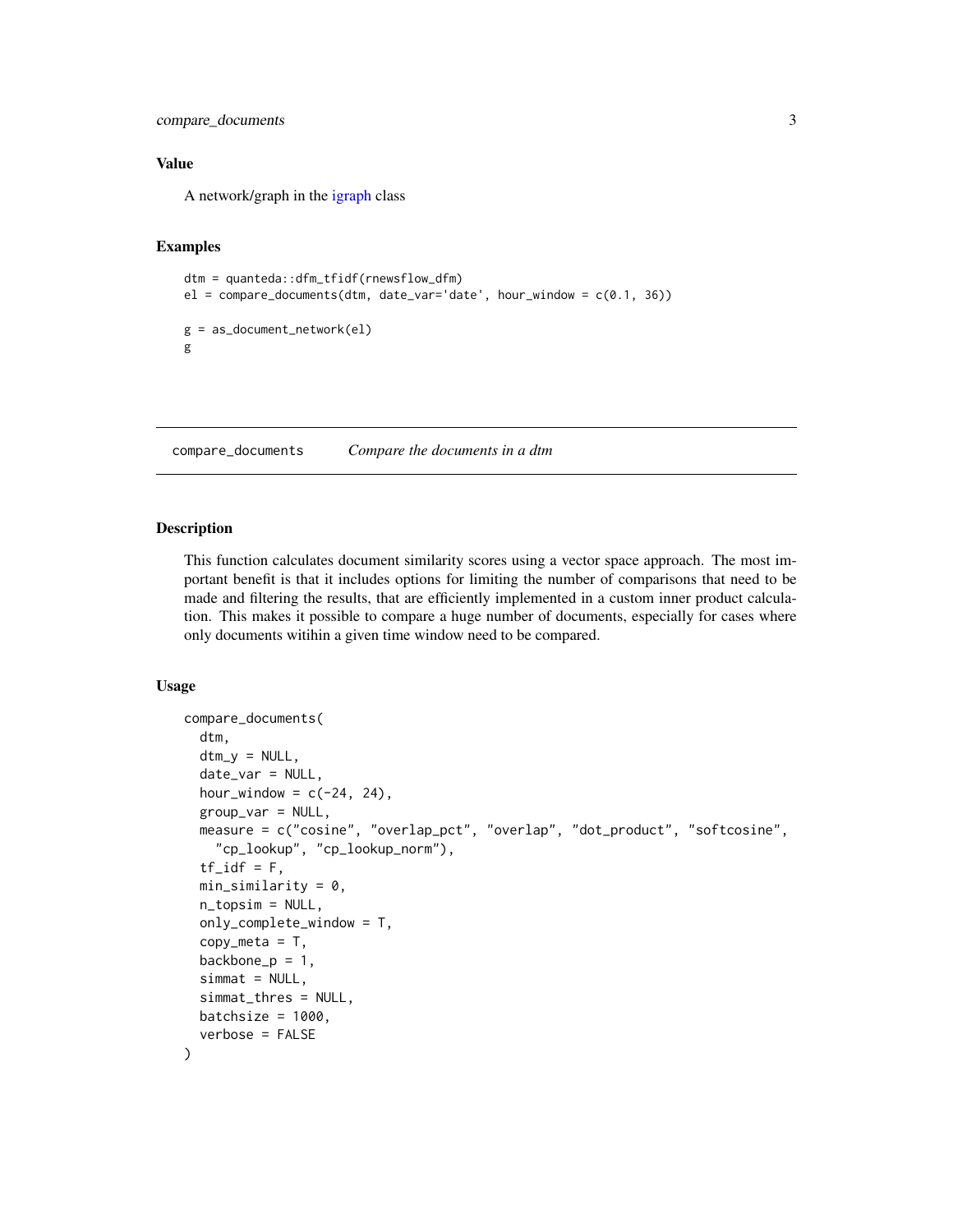### Value

A network/graph in the igraph class

### Examples

```
dtm = quanteda::dfm_tfidf(rnewsflow_dfm)
el = compare_documents(dtm, date_var='date', hour_window = c(0.1, 36))

g = as_document_network(el)
g
```

---

## compare_documents *Compare the documents in a dtm*

### Description

This function calculates document similarity scores using a vector space approach. The most important benefit is that it includes options for limiting the number of comparisons that need to be made and filtering the results, that are efficiently implemented in a custom inner product calculation. This makes it possible to compare a huge number of documents, especially for cases where only documents witihin a given time window need to be compared.

### Usage

```
compare_documents(
  dtm,
  dtm_y = NULL,
  date_var = NULL,
  hour_window = c(-24, 24),
  group_var = NULL,
  measure = c("cosine", "overlap_pct", "overlap", "dot_product", "softcosine",
    "cp_lookup", "cp_lookup_norm"),
  tf_idf = F,
  min_similarity = 0,
  n_topsim = NULL,
  only_complete_window = T,
  copy_meta = T,
  backbone_p = 1,
  simmat = NULL,
  simmat_thres = NULL,
  batchsize = 1000,
  verbose = FALSE
)
```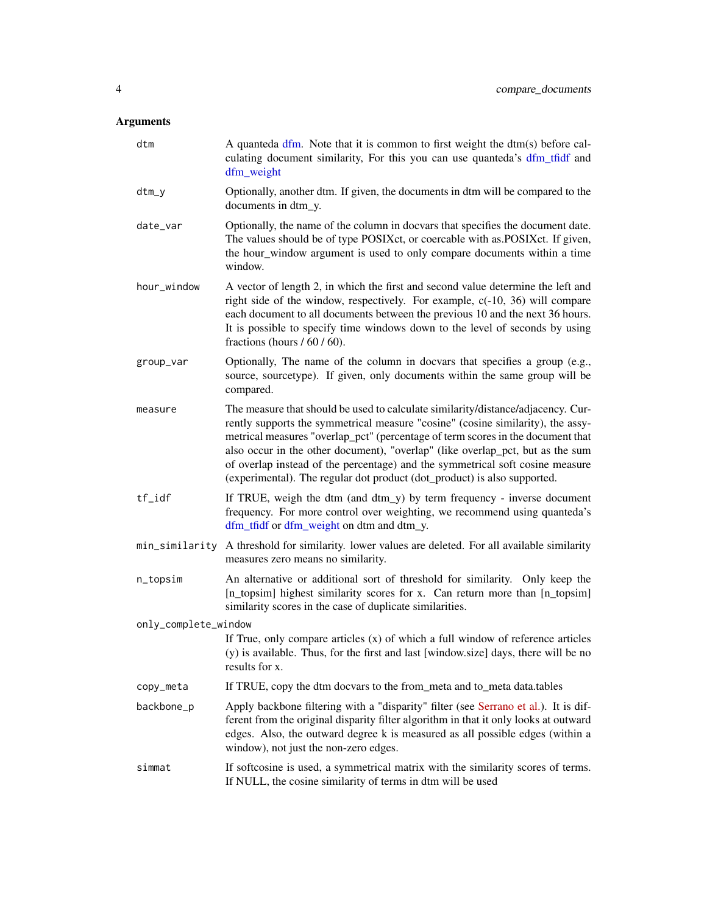## Arguments

`dtm` A quanteda dfm. Note that it is common to first weight the dtm(s) before calculating document similarity, For this you can use quanteda's dfm_tfidf and dfm_weight

`dtm_y` Optionally, another dtm. If given, the documents in dtm will be compared to the documents in dtm_y.

`date_var` Optionally, the name of the column in docvars that specifies the document date. The values should be of type POSIXct, or coercable with as.POSIXct. If given, the hour_window argument is used to only compare documents within a time window.

`hour_window` A vector of length 2, in which the first and second value determine the left and right side of the window, respectively. For example, c(-10, 36) will compare each document to all documents between the previous 10 and the next 36 hours. It is possible to specify time windows down to the level of seconds by using fractions (hours / 60 / 60).

`group_var` Optionally, The name of the column in docvars that specifies a group (e.g., source, sourcetype). If given, only documents within the same group will be compared.

`measure` The measure that should be used to calculate similarity/distance/adjacency. Currently supports the symmetrical measure "cosine" (cosine similarity), the assymetrical measures "overlap_pct" (percentage of term scores in the document that also occur in the other document), "overlap" (like overlap_pct, but as the sum of overlap instead of the percentage) and the symmetrical soft cosine measure (experimental). The regular dot product (dot_product) is also supported.

`tf_idf` If TRUE, weigh the dtm (and dtm_y) by term frequency - inverse document frequency. For more control over weighting, we recommend using quanteda's dfm_tfidf or dfm_weight on dtm and dtm_y.

`min_similarity` A threshold for similarity. lower values are deleted. For all available similarity measures zero means no similarity.

`n_topsim` An alternative or additional sort of threshold for similarity. Only keep the [n_topsim] highest similarity scores for x. Can return more than [n_topsim] similarity scores in the case of duplicate similarities.

`only_complete_window` If True, only compare articles (x) of which a full window of reference articles (y) is available. Thus, for the first and last [window.size] days, there will be no results for x.

`copy_meta` If TRUE, copy the dtm docvars to the from_meta and to_meta data.tables

`backbone_p` Apply backbone filtering with a "disparity" filter (see Serrano et al.). It is different from the original disparity filter algorithm in that it only looks at outward edges. Also, the outward degree k is measured as all possible edges (within a window), not just the non-zero edges.

`simmat` If softcosine is used, a symmetrical matrix with the similarity scores of terms. If NULL, the cosine similarity of terms in dtm will be used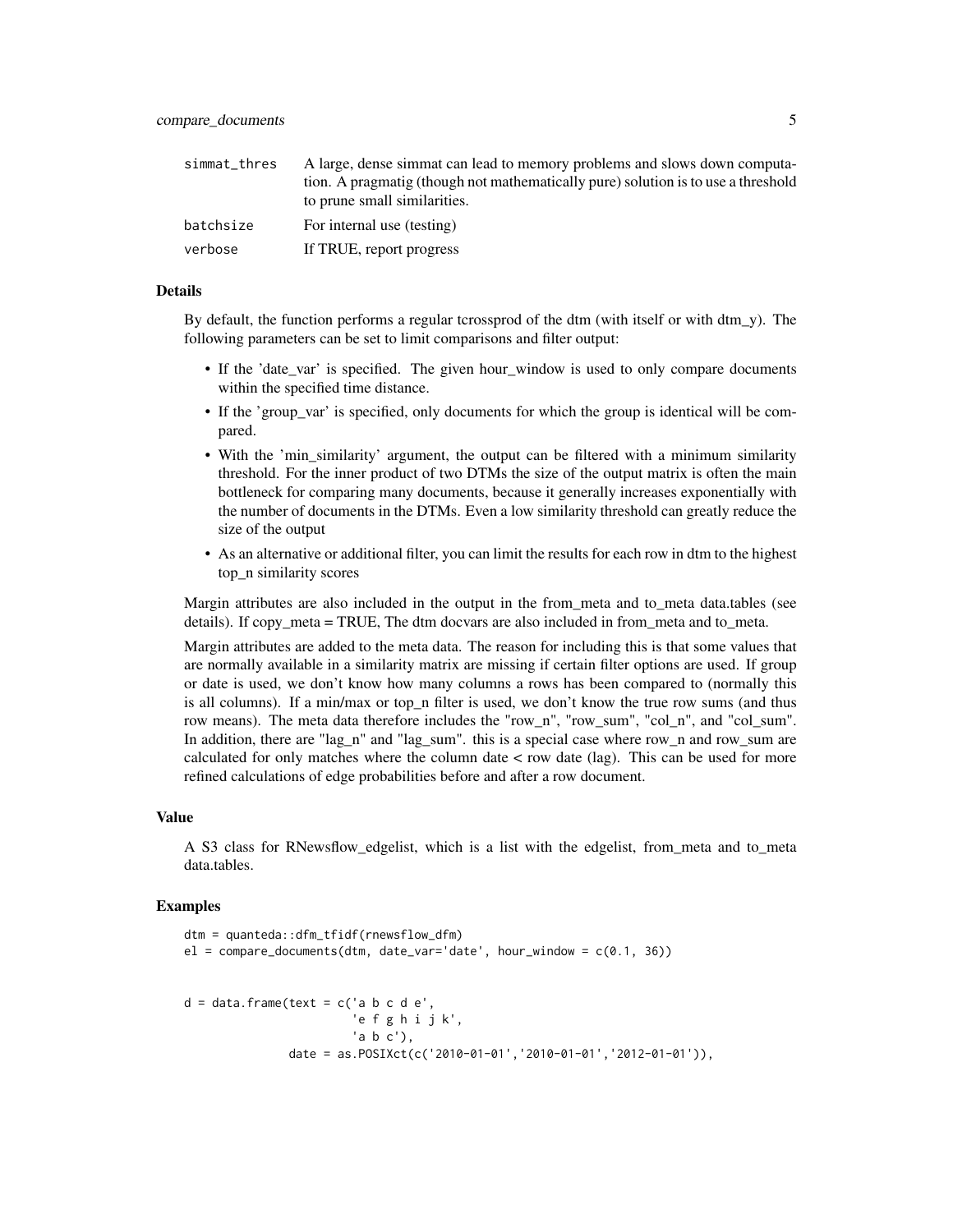| | |
|---|---|
| simmat_thres | A large, dense simmat can lead to memory problems and slows down computation. A pragmatig (though not mathematically pure) solution is to use a threshold to prune small similarities. |
| batchsize | For internal use (testing) |
| verbose | If TRUE, report progress |

## Details

By default, the function performs a regular tcrossprod of the dtm (with itself or with dtm_y). The following parameters can be set to limit comparisons and filter output:

- If the 'date_var' is specified. The given hour_window is used to only compare documents within the specified time distance.
- If the 'group_var' is specified, only documents for which the group is identical will be compared.
- With the 'min_similarity' argument, the output can be filtered with a minimum similarity threshold. For the inner product of two DTMs the size of the output matrix is often the main bottleneck for comparing many documents, because it generally increases exponentially with the number of documents in the DTMs. Even a low similarity threshold can greatly reduce the size of the output
- As an alternative or additional filter, you can limit the results for each row in dtm to the highest top_n similarity scores

Margin attributes are also included in the output in the from_meta and to_meta data.tables (see details). If copy_meta = TRUE, The dtm docvars are also included in from_meta and to_meta.

Margin attributes are added to the meta data. The reason for including this is that some values that are normally available in a similarity matrix are missing if certain filter options are used. If group or date is used, we don't know how many columns a rows has been compared to (normally this is all columns). If a min/max or top_n filter is used, we don't know the true row sums (and thus row means). The meta data therefore includes the "row_n", "row_sum", "col_n", and "col_sum". In addition, there are "lag_n" and "lag_sum". this is a special case where row_n and row_sum are calculated for only matches where the column date < row date (lag). This can be used for more refined calculations of edge probabilities before and after a row document.

## Value

A S3 class for RNewsflow_edgelist, which is a list with the edgelist, from_meta and to_meta data.tables.

## Examples

```
dtm = quanteda::dfm_tfidf(rnewsflow_dfm)
el = compare_documents(dtm, date_var='date', hour_window = c(0.1, 36))


d = data.frame(text = c('a b c d e',
                        'e f g h i j k',
                        'a b c'),
               date = as.POSIXct(c('2010-01-01','2010-01-01','2012-01-01')),
```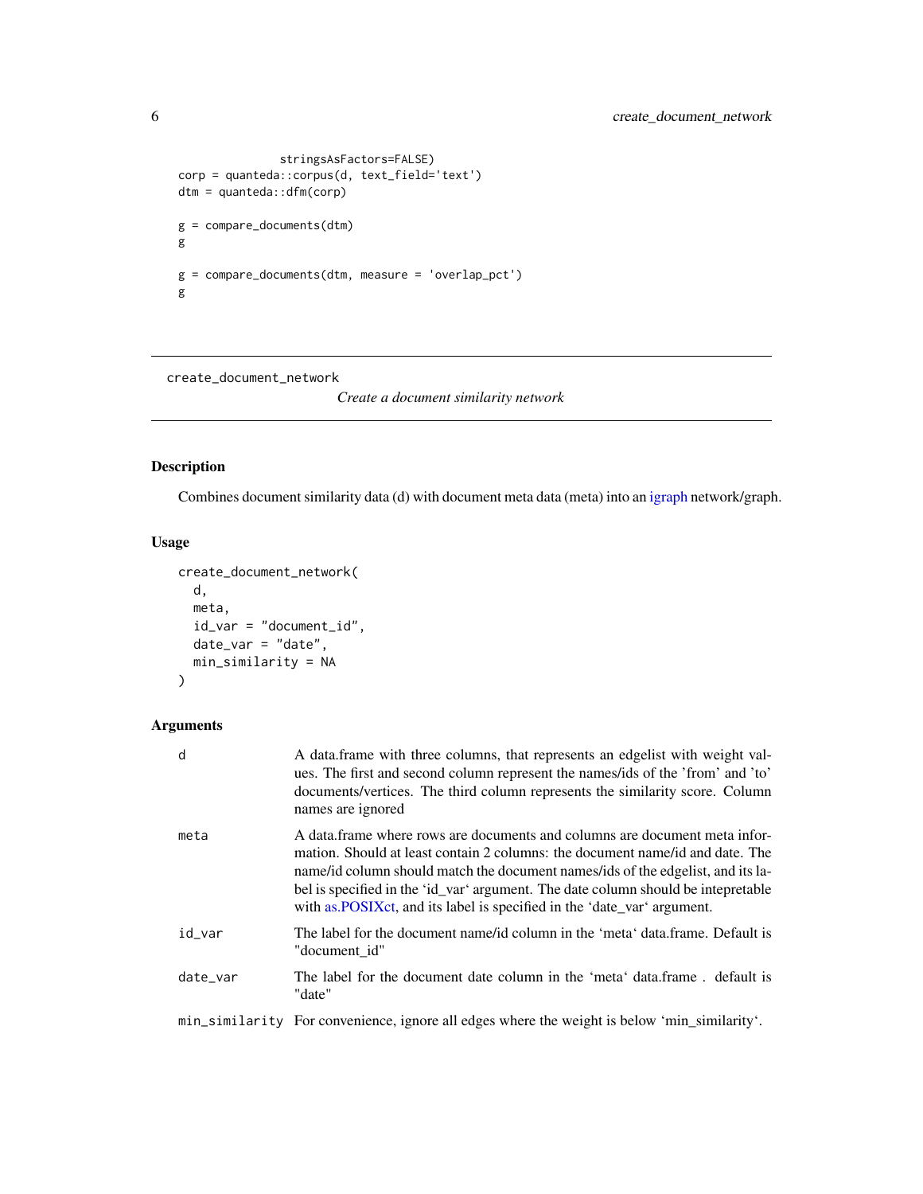```
                stringsAsFactors=FALSE)
corp = quanteda::corpus(d, text_field='text')
dtm = quanteda::dfm(corp)

g = compare_documents(dtm)
g

g = compare_documents(dtm, measure = 'overlap_pct')
g
```

---

## create_document_network

*Create a document similarity network*

---

### Description

Combines document similarity data (d) with document meta data (meta) into an igraph network/graph.

### Usage

```
create_document_network(
  d,
  meta,
  id_var = "document_id",
  date_var = "date",
  min_similarity = NA
)
```

### Arguments

| | |
|---|---|
| d | A data.frame with three columns, that represents an edgelist with weight values. The first and second column represent the names/ids of the 'from' and 'to' documents/vertices. The third column represents the similarity score. Column names are ignored |
| meta | A data.frame where rows are documents and columns are document meta information. Should at least contain 2 columns: the document name/id and date. The name/id column should match the document names/ids of the edgelist, and its label is specified in the 'id_var' argument. The date column should be intepretable with as.POSIXct, and its label is specified in the 'date_var' argument. |
| id_var | The label for the document name/id column in the 'meta' data.frame. Default is "document_id" |
| date_var | The label for the document date column in the 'meta' data.frame . default is "date" |
| min_similarity | For convenience, ignore all edges where the weight is below 'min_similarity'. |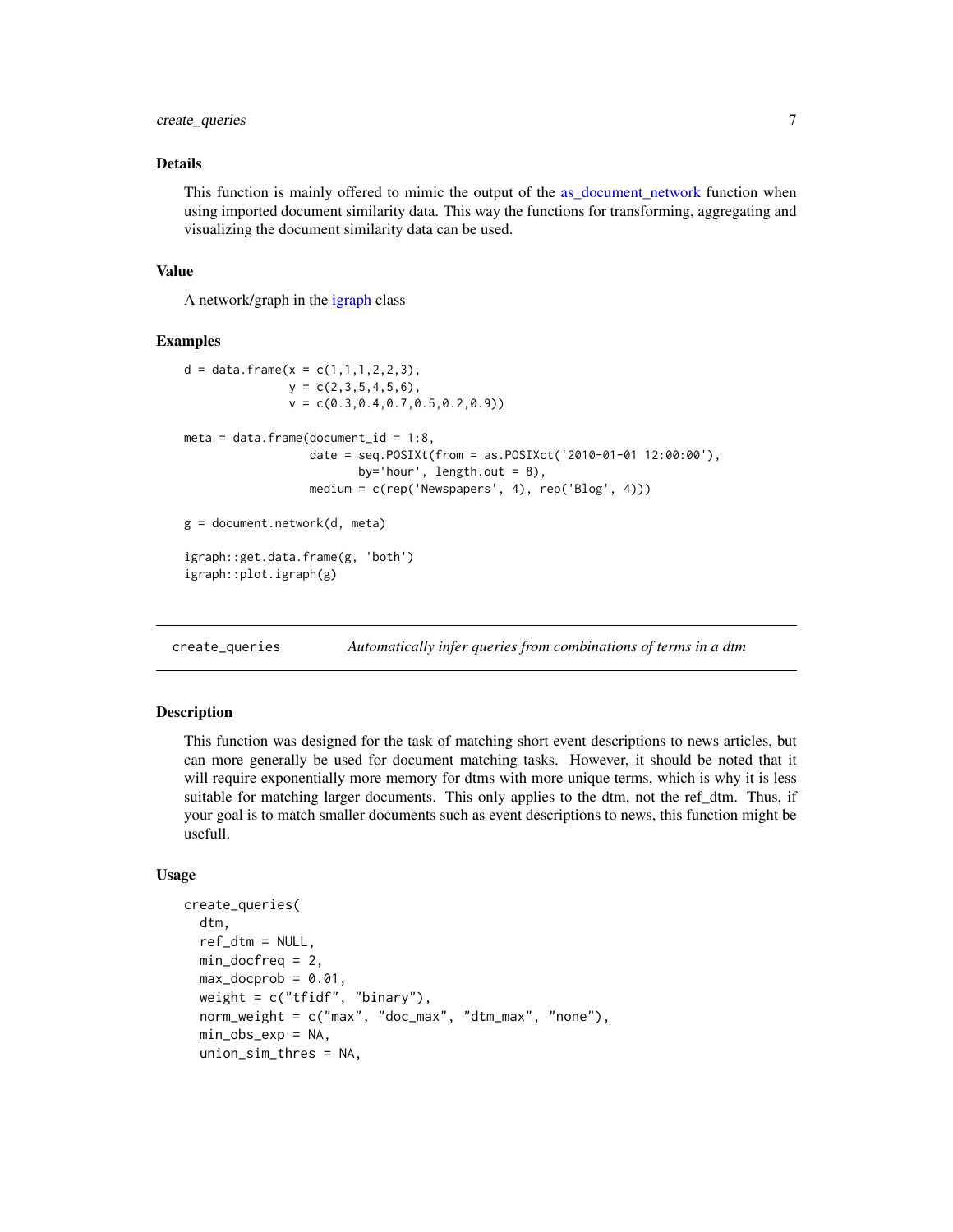### Details

This function is mainly offered to mimic the output of the as_document_network function when using imported document similarity data. This way the functions for transforming, aggregating and visualizing the document similarity data can be used.

### Value

A network/graph in the igraph class

### Examples

```
d = data.frame(x = c(1,1,1,2,2,3),
               y = c(2,3,5,4,5,6),
               v = c(0.3,0.4,0.7,0.5,0.2,0.9))

meta = data.frame(document_id = 1:8,
                  date = seq.POSIXt(from = as.POSIXct('2010-01-01 12:00:00'),
                         by='hour', length.out = 8),
                  medium = c(rep('Newspapers', 4), rep('Blog', 4)))

g = document.network(d, meta)

igraph::get.data.frame(g, 'both')
igraph::plot.igraph(g)
```

---

## create_queries — *Automatically infer queries from combinations of terms in a dtm*

### Description

This function was designed for the task of matching short event descriptions to news articles, but can more generally be used for document matching tasks. However, it should be noted that it will require exponentially more memory for dtms with more unique terms, which is why it is less suitable for matching larger documents. This only applies to the dtm, not the ref_dtm. Thus, if your goal is to match smaller documents such as event descriptions to news, this function might be usefull.

### Usage

```
create_queries(
  dtm,
  ref_dtm = NULL,
  min_docfreq = 2,
  max_docprob = 0.01,
  weight = c("tfidf", "binary"),
  norm_weight = c("max", "doc_max", "dtm_max", "none"),
  min_obs_exp = NA,
  union_sim_thres = NA,
```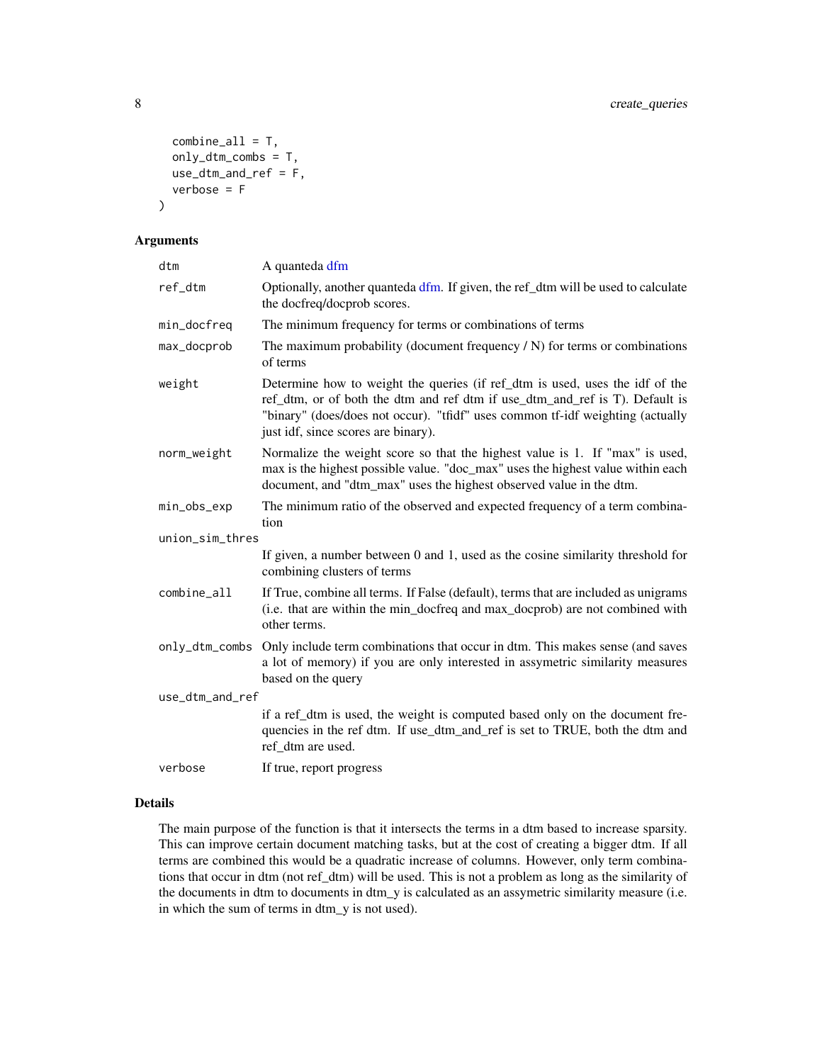```
  combine_all = T,
  only_dtm_combs = T,
  use_dtm_and_ref = F,
  verbose = F
)
```

## Arguments

| Argument | Description |
| --- | --- |
| dtm | A quanteda dfm |
| ref_dtm | Optionally, another quanteda dfm. If given, the ref_dtm will be used to calculate the docfreq/docprob scores. |
| min_docfreq | The minimum frequency for terms or combinations of terms |
| max_docprob | The maximum probability (document frequency / N) for terms or combinations of terms |
| weight | Determine how to weight the queries (if ref_dtm is used, uses the idf of the ref_dtm, or of both the dtm and ref dtm if use_dtm_and_ref is T). Default is "binary" (does/does not occur). "tfidf" uses common tf-idf weighting (actually just idf, since scores are binary). |
| norm_weight | Normalize the weight score so that the highest value is 1. If "max" is used, max is the highest possible value. "doc_max" uses the highest value within each document, and "dtm_max" uses the highest observed value in the dtm. |
| min_obs_exp | The minimum ratio of the observed and expected frequency of a term combination |
| union_sim_thres | If given, a number between 0 and 1, used as the cosine similarity threshold for combining clusters of terms |
| combine_all | If True, combine all terms. If False (default), terms that are included as unigrams (i.e. that are within the min_docfreq and max_docprob) are not combined with other terms. |
| only_dtm_combs | Only include term combinations that occur in dtm. This makes sense (and saves a lot of memory) if you are only interested in assymetric similarity measures based on the query |
| use_dtm_and_ref | if a ref_dtm is used, the weight is computed based only on the document frequencies in the ref dtm. If use_dtm_and_ref is set to TRUE, both the dtm and ref_dtm are used. |
| verbose | If true, report progress |

## Details

The main purpose of the function is that it intersects the terms in a dtm based to increase sparsity. This can improve certain document matching tasks, but at the cost of creating a bigger dtm. If all terms are combined this would be a quadratic increase of columns. However, only term combinations that occur in dtm (not ref_dtm) will be used. This is not a problem as long as the similarity of the documents in dtm to documents in dtm_y is calculated as an assymetric similarity measure (i.e. in which the sum of terms in dtm_y is not used).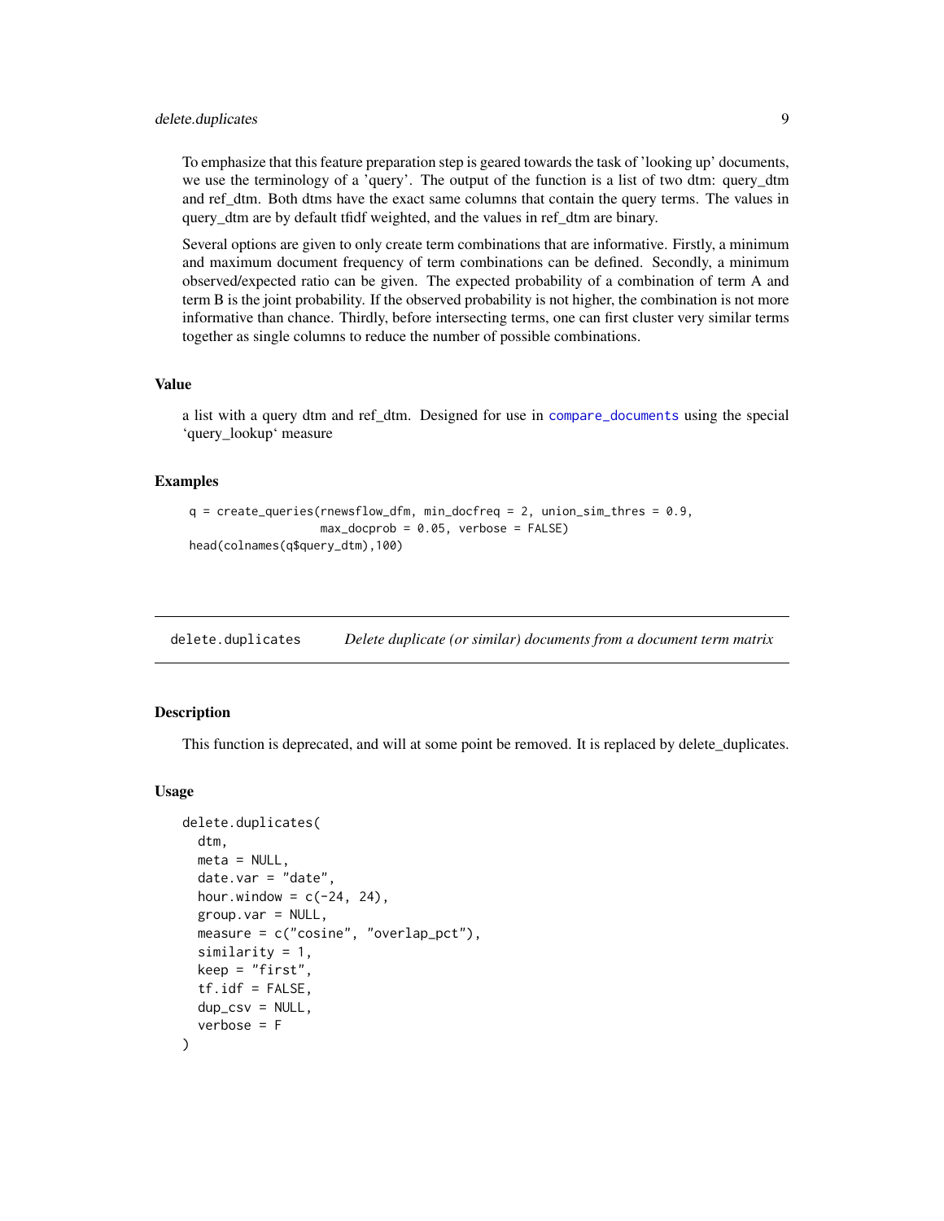To emphasize that this feature preparation step is geared towards the task of 'looking up' documents, we use the terminology of a 'query'. The output of the function is a list of two dtm: query_dtm and ref_dtm. Both dtms have the exact same columns that contain the query terms. The values in query_dtm are by default tfidf weighted, and the values in ref_dtm are binary.

Several options are given to only create term combinations that are informative. Firstly, a minimum and maximum document frequency of term combinations can be defined. Secondly, a minimum observed/expected ratio can be given. The expected probability of a combination of term A and term B is the joint probability. If the observed probability is not higher, the combination is not more informative than chance. Thirdly, before intersecting terms, one can first cluster very similar terms together as single columns to reduce the number of possible combinations.

### Value

a list with a query dtm and ref_dtm. Designed for use in compare_documents using the special 'query_lookup' measure

### Examples

```
q = create_queries(rnewsflow_dfm, min_docfreq = 2, union_sim_thres = 0.9,
                   max_docprob = 0.05, verbose = FALSE)
head(colnames(q$query_dtm),100)
```

---

## delete.duplicates *Delete duplicate (or similar) documents from a document term matrix*

### Description

This function is deprecated, and will at some point be removed. It is replaced by delete_duplicates.

### Usage

```
delete.duplicates(
  dtm,
  meta = NULL,
  date.var = "date",
  hour.window = c(-24, 24),
  group.var = NULL,
  measure = c("cosine", "overlap_pct"),
  similarity = 1,
  keep = "first",
  tf.idf = FALSE,
  dup_csv = NULL,
  verbose = F
)
```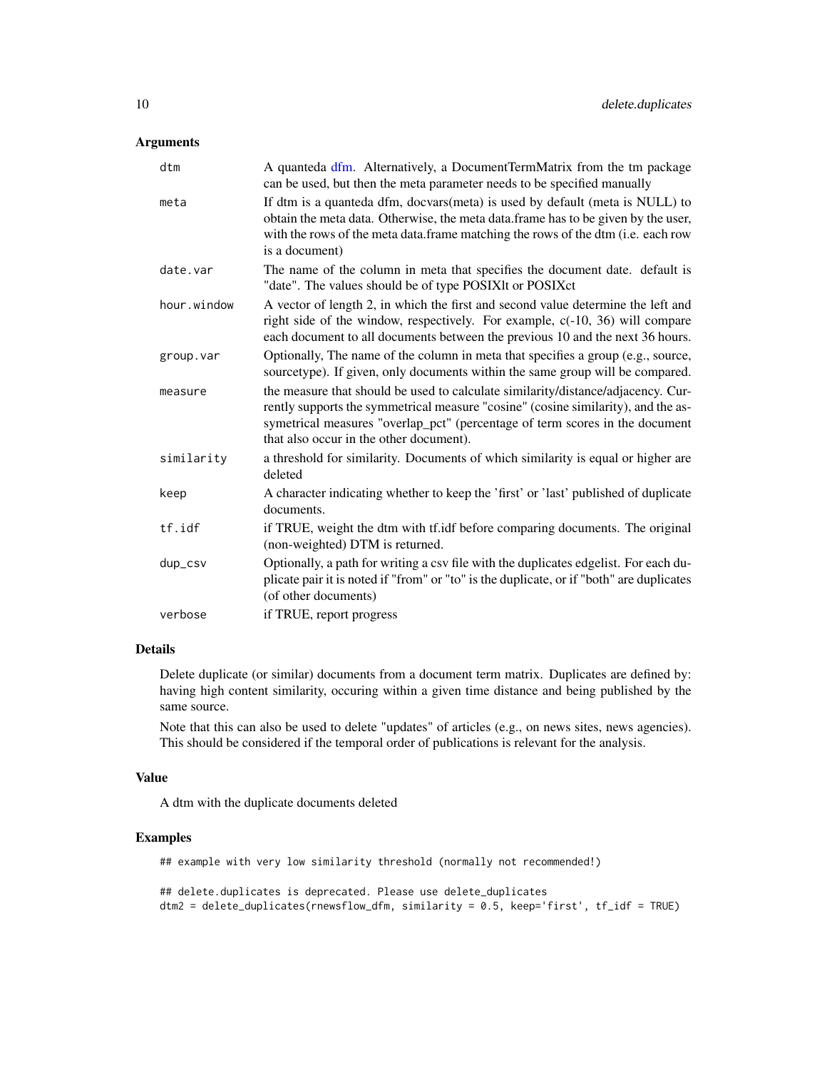## Arguments

| | |
|---|---|
| dtm | A quanteda dfm. Alternatively, a DocumentTermMatrix from the tm package can be used, but then the meta parameter needs to be specified manually |
| meta | If dtm is a quanteda dfm, docvars(meta) is used by default (meta is NULL) to obtain the meta data. Otherwise, the meta data.frame has to be given by the user, with the rows of the meta data.frame matching the rows of the dtm (i.e. each row is a document) |
| date.var | The name of the column in meta that specifies the document date. default is "date". The values should be of type POSIXlt or POSIXct |
| hour.window | A vector of length 2, in which the first and second value determine the left and right side of the window, respectively. For example, c(-10, 36) will compare each document to all documents between the previous 10 and the next 36 hours. |
| group.var | Optionally, The name of the column in meta that specifies a group (e.g., source, sourcetype). If given, only documents within the same group will be compared. |
| measure | the measure that should be used to calculate similarity/distance/adjacency. Currently supports the symmetrical measure "cosine" (cosine similarity), and the asymetrical measures "overlap_pct" (percentage of term scores in the document that also occur in the other document). |
| similarity | a threshold for similarity. Documents of which similarity is equal or higher are deleted |
| keep | A character indicating whether to keep the 'first' or 'last' published of duplicate documents. |
| tf.idf | if TRUE, weight the dtm with tf.idf before comparing documents. The original (non-weighted) DTM is returned. |
| dup_csv | Optionally, a path for writing a csv file with the duplicates edgelist. For each duplicate pair it is noted if "from" or "to" is the duplicate, or if "both" are duplicates (of other documents) |
| verbose | if TRUE, report progress |

## Details

Delete duplicate (or similar) documents from a document term matrix. Duplicates are defined by: having high content similarity, occuring within a given time distance and being published by the same source.

Note that this can also be used to delete "updates" of articles (e.g., on news sites, news agencies). This should be considered if the temporal order of publications is relevant for the analysis.

## Value

A dtm with the duplicate documents deleted

## Examples

```
## example with very low similarity threshold (normally not recommended!)

## delete.duplicates is deprecated. Please use delete_duplicates
dtm2 = delete_duplicates(rnewsflow_dfm, similarity = 0.5, keep='first', tf_idf = TRUE)
```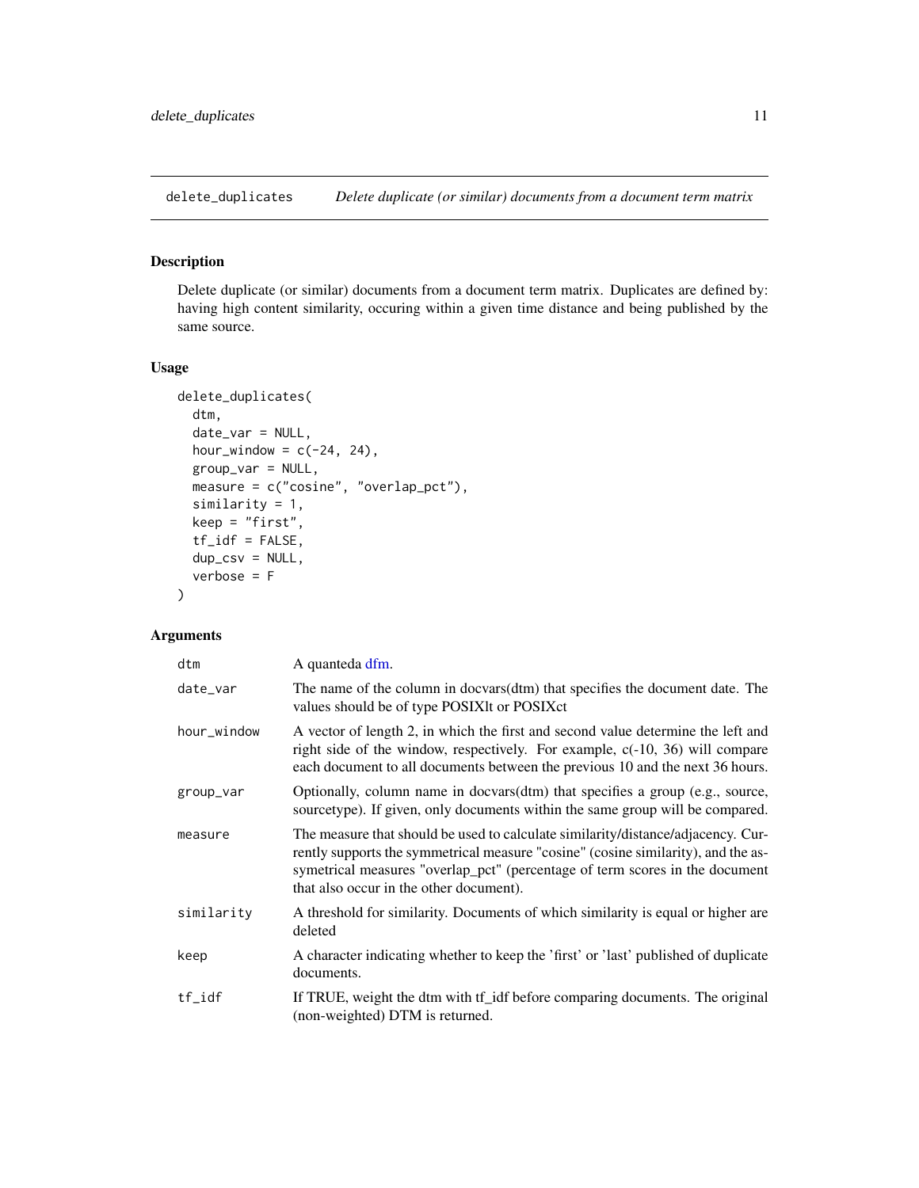## delete_duplicates    *Delete duplicate (or similar) documents from a document term matrix*

### Description

Delete duplicate (or similar) documents from a document term matrix. Duplicates are defined by: having high content similarity, occuring within a given time distance and being published by the same source.

### Usage

```
delete_duplicates(
  dtm,
  date_var = NULL,
  hour_window = c(-24, 24),
  group_var = NULL,
  measure = c("cosine", "overlap_pct"),
  similarity = 1,
  keep = "first",
  tf_idf = FALSE,
  dup_csv = NULL,
  verbose = F
)
```

### Arguments

| | |
|---|---|
| `dtm` | A quanteda dfm. |
| `date_var` | The name of the column in docvars(dtm) that specifies the document date. The values should be of type POSIXlt or POSIXct |
| `hour_window` | A vector of length 2, in which the first and second value determine the left and right side of the window, respectively. For example, c(-10, 36) will compare each document to all documents between the previous 10 and the next 36 hours. |
| `group_var` | Optionally, column name in docvars(dtm) that specifies a group (e.g., source, sourcetype). If given, only documents within the same group will be compared. |
| `measure` | The measure that should be used to calculate similarity/distance/adjacency. Currently supports the symmetrical measure "cosine" (cosine similarity), and the assymetrical measures "overlap_pct" (percentage of term scores in the document that also occur in the other document). |
| `similarity` | A threshold for similarity. Documents of which similarity is equal or higher are deleted |
| `keep` | A character indicating whether to keep the 'first' or 'last' published of duplicate documents. |
| `tf_idf` | If TRUE, weight the dtm with tf_idf before comparing documents. The original (non-weighted) DTM is returned. |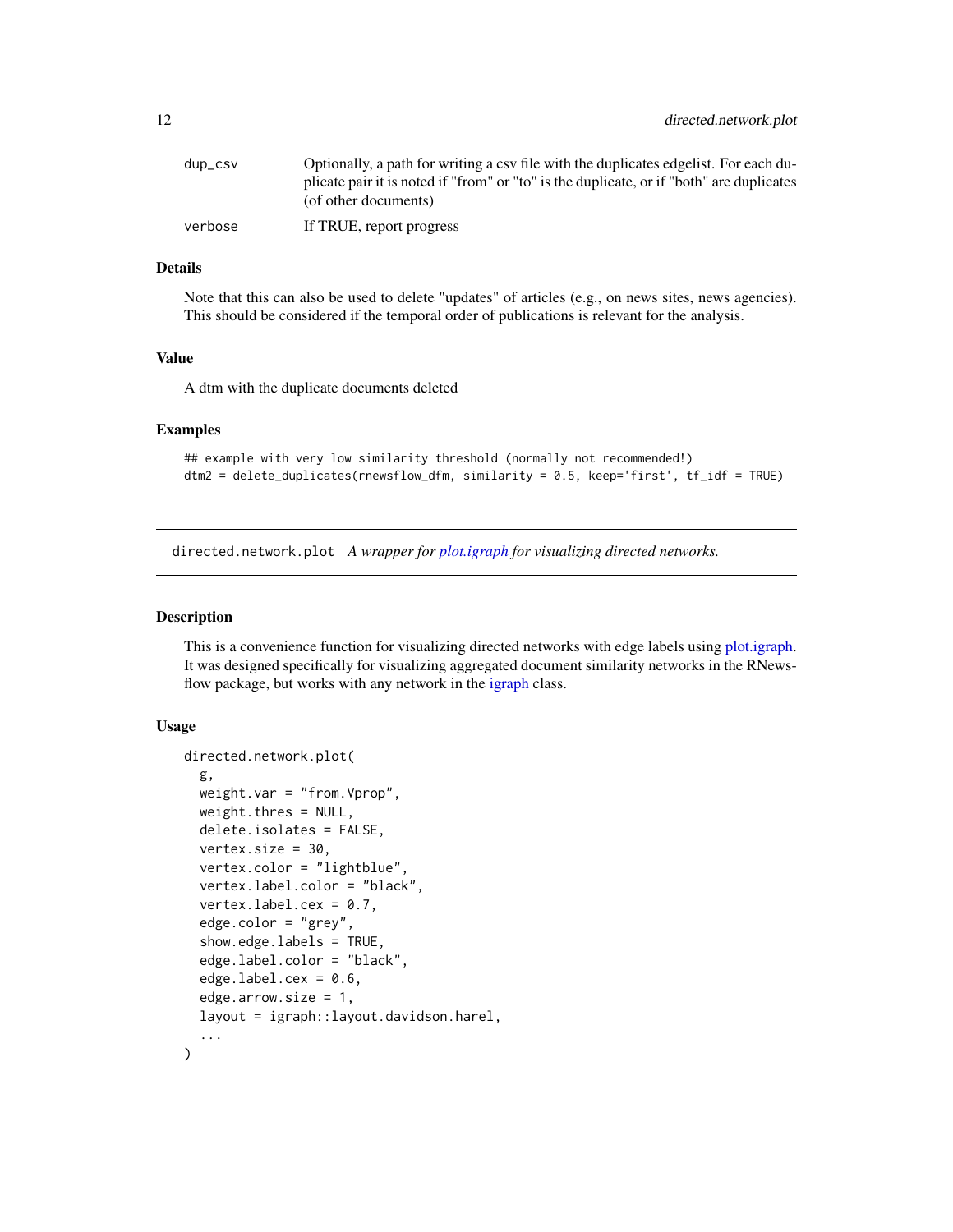| | |
|---|---|
| dup_csv | Optionally, a path for writing a csv file with the duplicates edgelist. For each duplicate pair it is noted if "from" or "to" is the duplicate, or if "both" are duplicates (of other documents) |
| verbose | If TRUE, report progress |

### Details

Note that this can also be used to delete "updates" of articles (e.g., on news sites, news agencies). This should be considered if the temporal order of publications is relevant for the analysis.

### Value

A dtm with the duplicate documents deleted

### Examples

```
## example with very low similarity threshold (normally not recommended!)
dtm2 = delete_duplicates(rnewsflow_dfm, similarity = 0.5, keep='first', tf_idf = TRUE)
```

---

## directed.network.plot *A wrapper for plot.igraph for visualizing directed networks.*

---

### Description

This is a convenience function for visualizing directed networks with edge labels using plot.igraph. It was designed specifically for visualizing aggregated document similarity networks in the RNewsflow package, but works with any network in the igraph class.

### Usage

```
directed.network.plot(
  g,
  weight.var = "from.Vprop",
  weight.thres = NULL,
  delete.isolates = FALSE,
  vertex.size = 30,
  vertex.color = "lightblue",
  vertex.label.color = "black",
  vertex.label.cex = 0.7,
  edge.color = "grey",
  show.edge.labels = TRUE,
  edge.label.color = "black",
  edge.label.cex = 0.6,
  edge.arrow.size = 1,
  layout = igraph::layout.davidson.harel,
  ...
)
```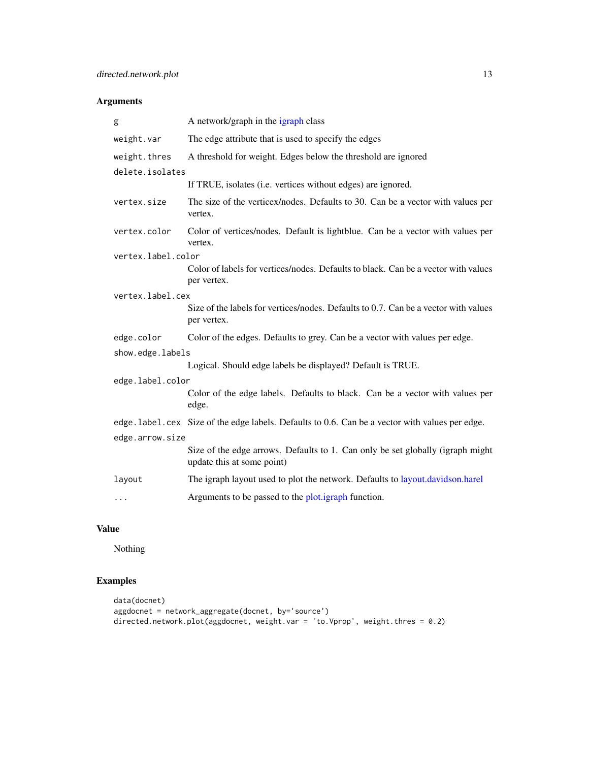### Arguments

| | |
|---|---|
| `g` | A network/graph in the igraph class |
| `weight.var` | The edge attribute that is used to specify the edges |
| `weight.thres` | A threshold for weight. Edges below the threshold are ignored |
| `delete.isolates` | If TRUE, isolates (i.e. vertices without edges) are ignored. |
| `vertex.size` | The size of the verticex/nodes. Defaults to 30. Can be a vector with values per vertex. |
| `vertex.color` | Color of vertices/nodes. Default is lightblue. Can be a vector with values per vertex. |
| `vertex.label.color` | Color of labels for vertices/nodes. Defaults to black. Can be a vector with values per vertex. |
| `vertex.label.cex` | Size of the labels for vertices/nodes. Defaults to 0.7. Can be a vector with values per vertex. |
| `edge.color` | Color of the edges. Defaults to grey. Can be a vector with values per edge. |
| `show.edge.labels` | Logical. Should edge labels be displayed? Default is TRUE. |
| `edge.label.color` | Color of the edge labels. Defaults to black. Can be a vector with values per edge. |
| `edge.label.cex` | Size of the edge labels. Defaults to 0.6. Can be a vector with values per edge. |
| `edge.arrow.size` | Size of the edge arrows. Defaults to 1. Can only be set globally (igraph might update this at some point) |
| `layout` | The igraph layout used to plot the network. Defaults to layout.davidson.harel |
| `...` | Arguments to be passed to the plot.igraph function. |

### Value

Nothing

### Examples

```
data(docnet)
aggdocnet = network_aggregate(docnet, by='source')
directed.network.plot(aggdocnet, weight.var = 'to.Vprop', weight.thres = 0.2)
```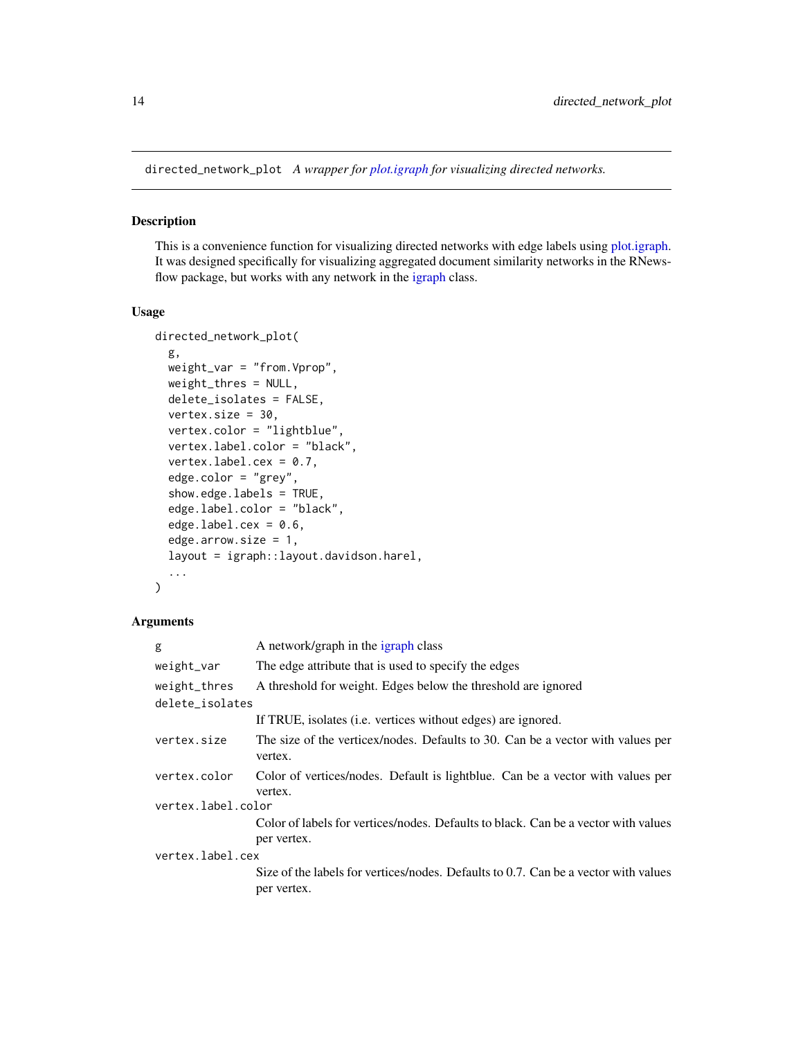directed_network_plot *A wrapper for plot.igraph for visualizing directed networks.*

## Description

This is a convenience function for visualizing directed networks with edge labels using plot.igraph. It was designed specifically for visualizing aggregated document similarity networks in the RNewsflow package, but works with any network in the igraph class.

## Usage

```
directed_network_plot(
  g,
  weight_var = "from.Vprop",
  weight_thres = NULL,
  delete_isolates = FALSE,
  vertex.size = 30,
  vertex.color = "lightblue",
  vertex.label.color = "black",
  vertex.label.cex = 0.7,
  edge.color = "grey",
  show.edge.labels = TRUE,
  edge.label.color = "black",
  edge.label.cex = 0.6,
  edge.arrow.size = 1,
  layout = igraph::layout.davidson.harel,
  ...
)
```

## Arguments

| | |
|---|---|
| g | A network/graph in the igraph class |
| weight_var | The edge attribute that is used to specify the edges |
| weight_thres | A threshold for weight. Edges below the threshold are ignored |
| delete_isolates | If TRUE, isolates (i.e. vertices without edges) are ignored. |
| vertex.size | The size of the verticex/nodes. Defaults to 30. Can be a vector with values per vertex. |
| vertex.color | Color of vertices/nodes. Default is lightblue. Can be a vector with values per vertex. |
| vertex.label.color | Color of labels for vertices/nodes. Defaults to black. Can be a vector with values per vertex. |
| vertex.label.cex | Size of the labels for vertices/nodes. Defaults to 0.7. Can be a vector with values per vertex. |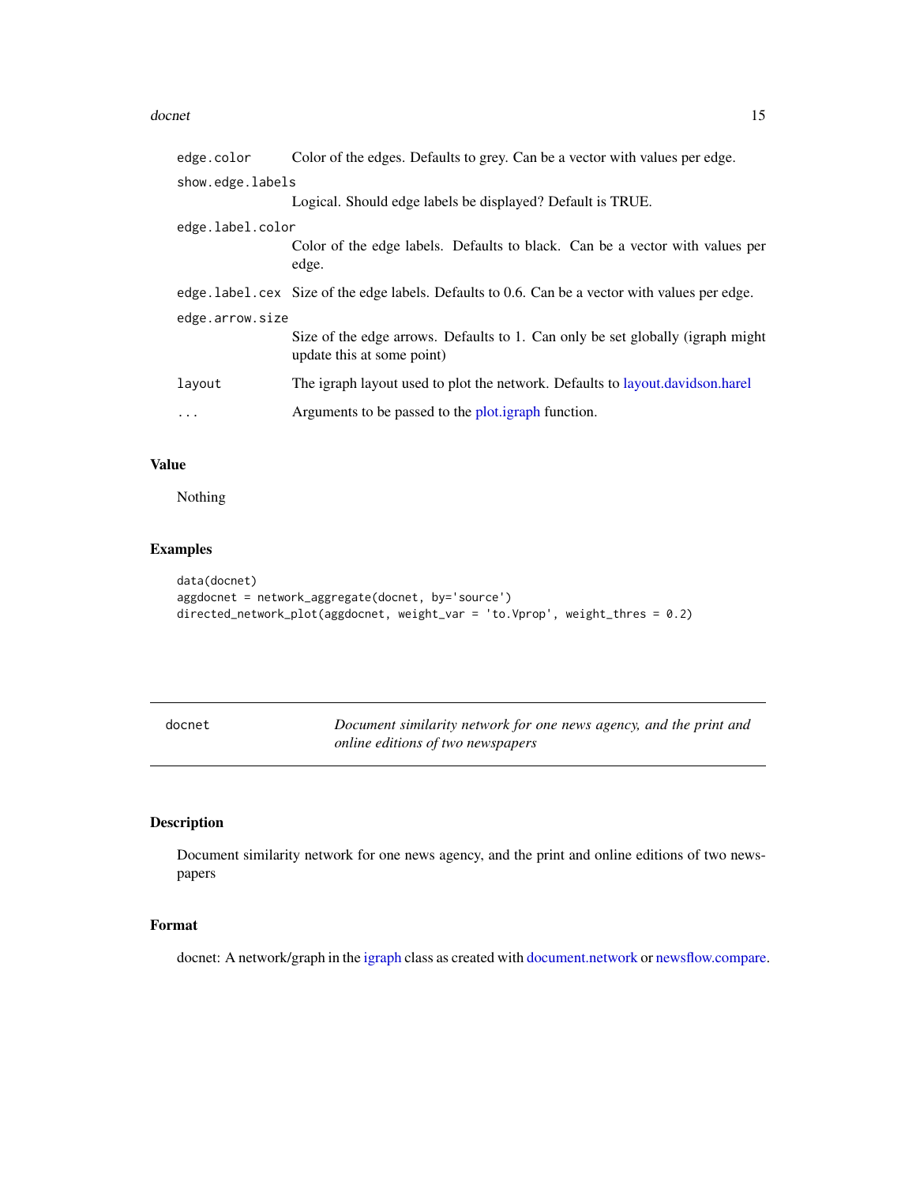| | |
|---|---|
| `edge.color` | Color of the edges. Defaults to grey. Can be a vector with values per edge. |
| `show.edge.labels` | Logical. Should edge labels be displayed? Default is TRUE. |
| `edge.label.color` | Color of the edge labels. Defaults to black. Can be a vector with values per edge. |
| `edge.label.cex` | Size of the edge labels. Defaults to 0.6. Can be a vector with values per edge. |
| `edge.arrow.size` | Size of the edge arrows. Defaults to 1. Can only be set globally (igraph might update this at some point) |
| `layout` | The igraph layout used to plot the network. Defaults to layout.davidson.harel |
| `...` | Arguments to be passed to the plot.igraph function. |

### Value

Nothing

### Examples

```
data(docnet)
aggdocnet = network_aggregate(docnet, by='source')
directed_network_plot(aggdocnet, weight_var = 'to.Vprop', weight_thres = 0.2)
```

---

## docnet — *Document similarity network for one news agency, and the print and online editions of two newspapers*

---

### Description

Document similarity network for one news agency, and the print and online editions of two newspapers

### Format

docnet: A network/graph in the igraph class as created with document.network or newsflow.compare.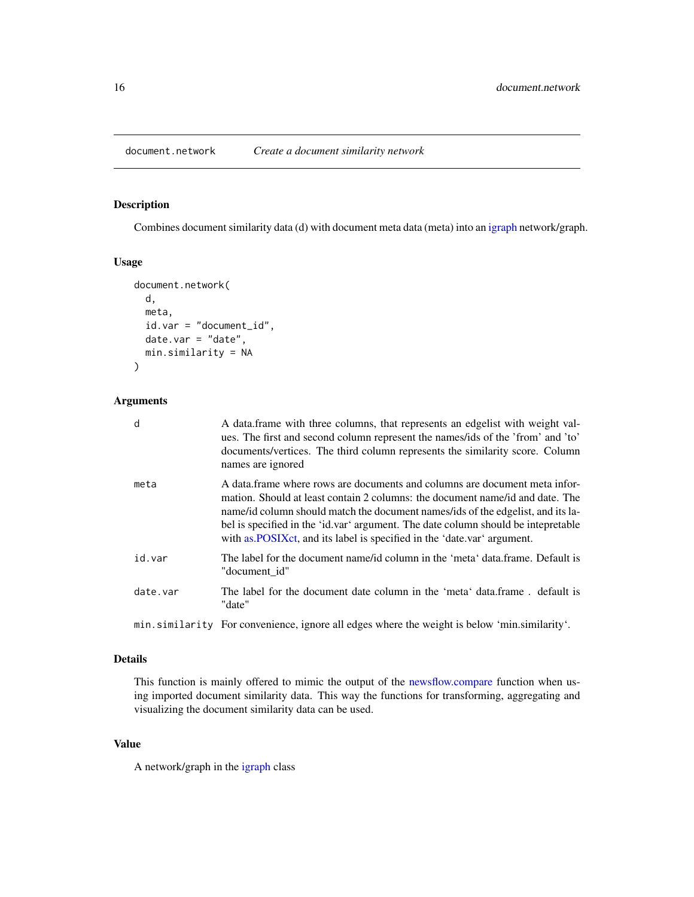# document.network *Create a document similarity network*

## Description

Combines document similarity data (d) with document meta data (meta) into an igraph network/graph.

## Usage

```
document.network(
  d,
  meta,
  id.var = "document_id",
  date.var = "date",
  min.similarity = NA
)
```

## Arguments

| | |
|---|---|
| d | A data.frame with three columns, that represents an edgelist with weight values. The first and second column represent the names/ids of the 'from' and 'to' documents/vertices. The third column represents the similarity score. Column names are ignored |
| meta | A data.frame where rows are documents and columns are document meta information. Should at least contain 2 columns: the document name/id and date. The name/id column should match the document names/ids of the edgelist, and its label is specified in the 'id.var' argument. The date column should be intepretable with as.POSIXct, and its label is specified in the 'date.var' argument. |
| id.var | The label for the document name/id column in the 'meta' data.frame. Default is "document_id" |
| date.var | The label for the document date column in the 'meta' data.frame . default is "date" |
| min.similarity | For convenience, ignore all edges where the weight is below 'min.similarity'. |

## Details

This function is mainly offered to mimic the output of the newsflow.compare function when using imported document similarity data. This way the functions for transforming, aggregating and visualizing the document similarity data can be used.

## Value

A network/graph in the igraph class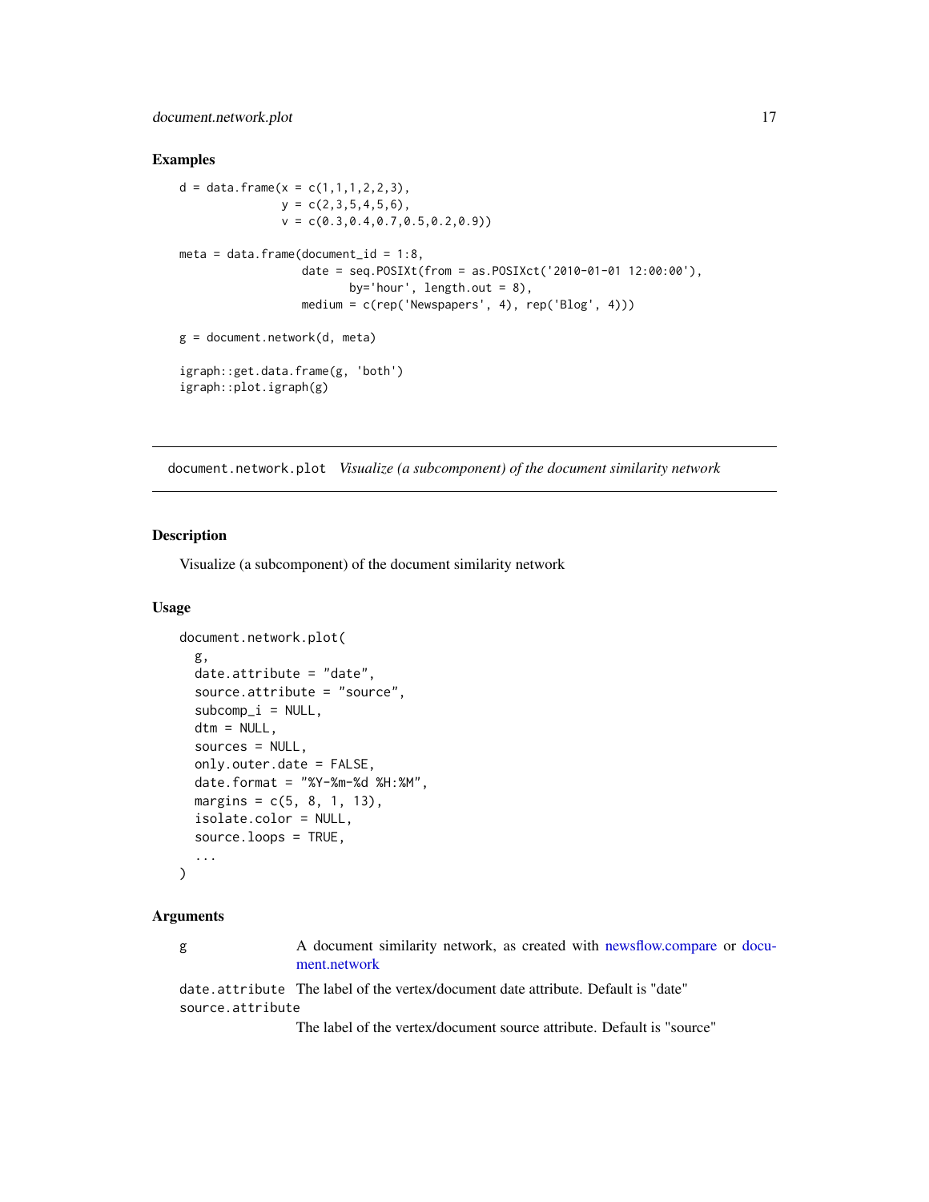## Examples

```
d = data.frame(x = c(1,1,1,2,2,3),
               y = c(2,3,5,4,5,6),
               v = c(0.3,0.4,0.7,0.5,0.2,0.9))

meta = data.frame(document_id = 1:8,
                  date = seq.POSIXt(from = as.POSIXct('2010-01-01 12:00:00'),
                         by='hour', length.out = 8),
                  medium = c(rep('Newspapers', 4), rep('Blog', 4)))

g = document.network(d, meta)

igraph::get.data.frame(g, 'both')
igraph::plot.igraph(g)
```

---

# document.network.plot *Visualize (a subcomponent) of the document similarity network*

## Description

Visualize (a subcomponent) of the document similarity network

## Usage

```
document.network.plot(
  g,
  date.attribute = "date",
  source.attribute = "source",
  subcomp_i = NULL,
  dtm = NULL,
  sources = NULL,
  only.outer.date = FALSE,
  date.format = "%Y-%m-%d %H:%M",
  margins = c(5, 8, 1, 13),
  isolate.color = NULL,
  source.loops = TRUE,
  ...
)
```

## Arguments

| | |
|---|---|
| g | A document similarity network, as created with newsflow.compare or document.network |
| date.attribute | The label of the vertex/document date attribute. Default is "date" |
| source.attribute | The label of the vertex/document source attribute. Default is "source" |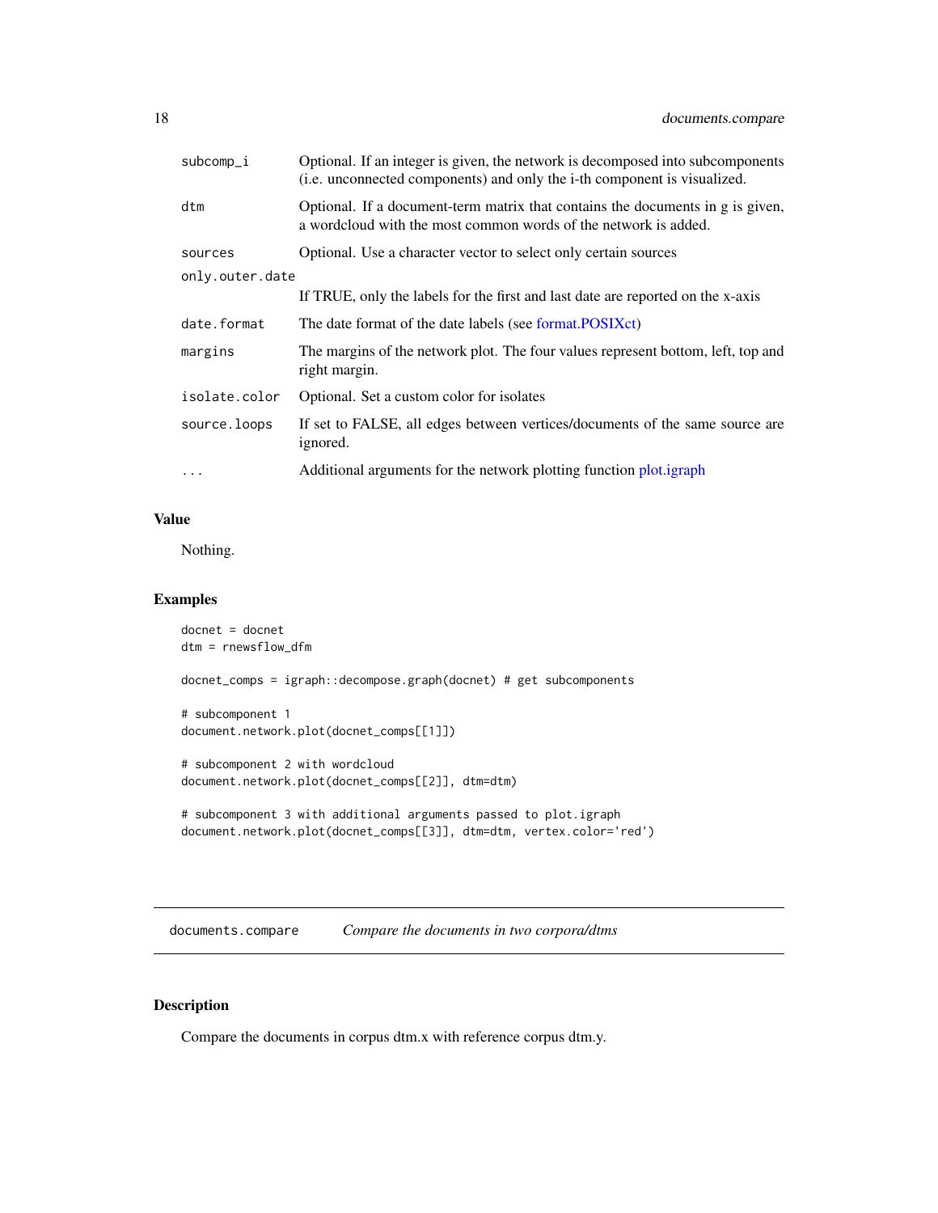| | |
|---|---|
| subcomp_i | Optional. If an integer is given, the network is decomposed into subcomponents (i.e. unconnected components) and only the i-th component is visualized. |
| dtm | Optional. If a document-term matrix that contains the documents in g is given, a wordcloud with the most common words of the network is added. |
| sources | Optional. Use a character vector to select only certain sources |
| only.outer.date | If TRUE, only the labels for the first and last date are reported on the x-axis |
| date.format | The date format of the date labels (see format.POSIXct) |
| margins | The margins of the network plot. The four values represent bottom, left, top and right margin. |
| isolate.color | Optional. Set a custom color for isolates |
| source.loops | If set to FALSE, all edges between vertices/documents of the same source are ignored. |
| ... | Additional arguments for the network plotting function plot.igraph |

## Value

Nothing.

## Examples

```
docnet = docnet
dtm = rnewsflow_dfm

docnet_comps = igraph::decompose.graph(docnet) # get subcomponents

# subcomponent 1
document.network.plot(docnet_comps[[1]])

# subcomponent 2 with wordcloud
document.network.plot(docnet_comps[[2]], dtm=dtm)

# subcomponent 3 with additional arguments passed to plot.igraph
document.network.plot(docnet_comps[[3]], dtm=dtm, vertex.color='red')
```

---

# documents.compare *Compare the documents in two corpora/dtms*

## Description

Compare the documents in corpus dtm.x with reference corpus dtm.y.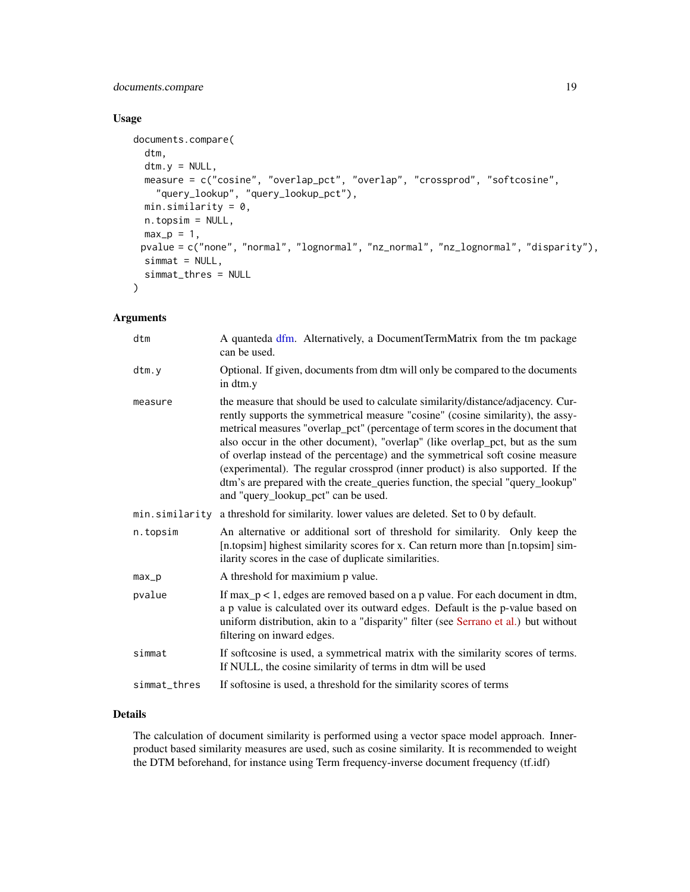## Usage

```
documents.compare(
  dtm,
  dtm.y = NULL,
  measure = c("cosine", "overlap_pct", "overlap", "crossprod", "softcosine",
    "query_lookup", "query_lookup_pct"),
  min.similarity = 0,
  n.topsim = NULL,
  max_p = 1,
 pvalue = c("none", "normal", "lognormal", "nz_normal", "nz_lognormal", "disparity"),
  simmat = NULL,
  simmat_thres = NULL
)
```

## Arguments

| | |
|---|---|
| `dtm` | A quanteda dfm. Alternatively, a DocumentTermMatrix from the tm package can be used. |
| `dtm.y` | Optional. If given, documents from dtm will only be compared to the documents in dtm.y |
| `measure` | the measure that should be used to calculate similarity/distance/adjacency. Currently supports the symmetrical measure "cosine" (cosine similarity), the assymetrical measures "overlap_pct" (percentage of term scores in the document that also occur in the other document), "overlap" (like overlap_pct, but as the sum of overlap instead of the percentage) and the symmetrical soft cosine measure (experimental). The regular crossprod (inner product) is also supported. If the dtm's are prepared with the create_queries function, the special "query_lookup" and "query_lookup_pct" can be used. |
| `min.similarity` | a threshold for similarity. lower values are deleted. Set to 0 by default. |
| `n.topsim` | An alternative or additional sort of threshold for similarity. Only keep the [n.topsim] highest similarity scores for x. Can return more than [n.topsim] similarity scores in the case of duplicate similarities. |
| `max_p` | A threshold for maximium p value. |
| `pvalue` | If max_p < 1, edges are removed based on a p value. For each document in dtm, a p value is calculated over its outward edges. Default is the p-value based on uniform distribution, akin to a "disparity" filter (see Serrano et al.) but without filtering on inward edges. |
| `simmat` | If softcosine is used, a symmetrical matrix with the similarity scores of terms. If NULL, the cosine similarity of terms in dtm will be used |
| `simmat_thres` | If softosine is used, a threshold for the similarity scores of terms |

## Details

The calculation of document similarity is performed using a vector space model approach. Inner-product based similarity measures are used, such as cosine similarity. It is recommended to weight the DTM beforehand, for instance using Term frequency-inverse document frequency (tf.idf)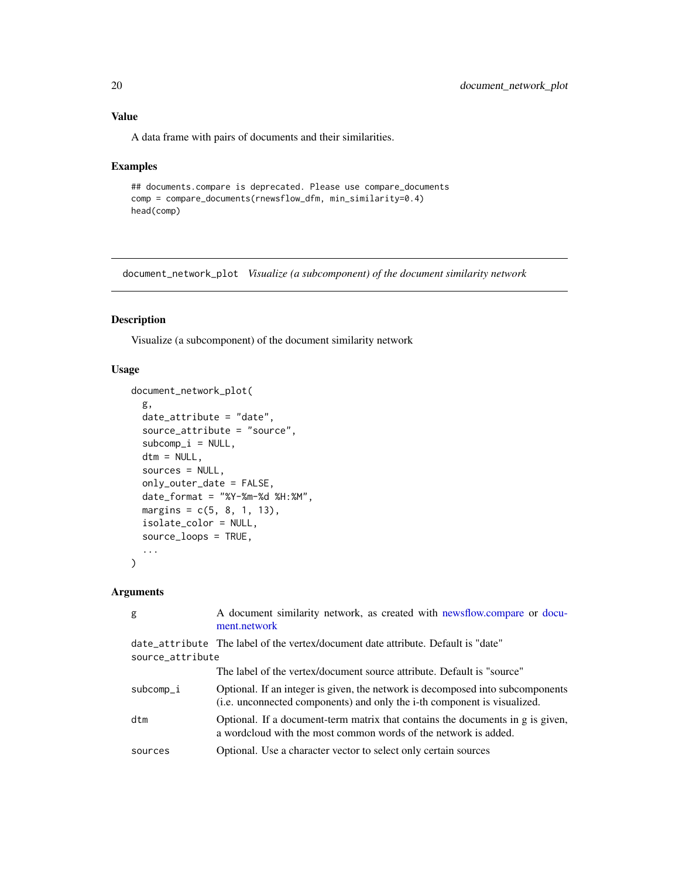## Value

A data frame with pairs of documents and their similarities.

## Examples

```
## documents.compare is deprecated. Please use compare_documents
comp = compare_documents(rnewsflow_dfm, min_similarity=0.4)
head(comp)
```

---

# document_network_plot *Visualize (a subcomponent) of the document similarity network*

---

## Description

Visualize (a subcomponent) of the document similarity network

## Usage

```
document_network_plot(
  g,
  date_attribute = "date",
  source_attribute = "source",
  subcomp_i = NULL,
  dtm = NULL,
  sources = NULL,
  only_outer_date = FALSE,
  date_format = "%Y-%m-%d %H:%M",
  margins = c(5, 8, 1, 13),
  isolate_color = NULL,
  source_loops = TRUE,
  ...
)
```

## Arguments

| | |
|---|---|
| `g` | A document similarity network, as created with newsflow.compare or document.network |
| `date_attribute` | The label of the vertex/document date attribute. Default is "date" |
| `source_attribute` | The label of the vertex/document source attribute. Default is "source" |
| `subcomp_i` | Optional. If an integer is given, the network is decomposed into subcomponents (i.e. unconnected components) and only the i-th component is visualized. |
| `dtm` | Optional. If a document-term matrix that contains the documents in g is given, a wordcloud with the most common words of the network is added. |
| `sources` | Optional. Use a character vector to select only certain sources |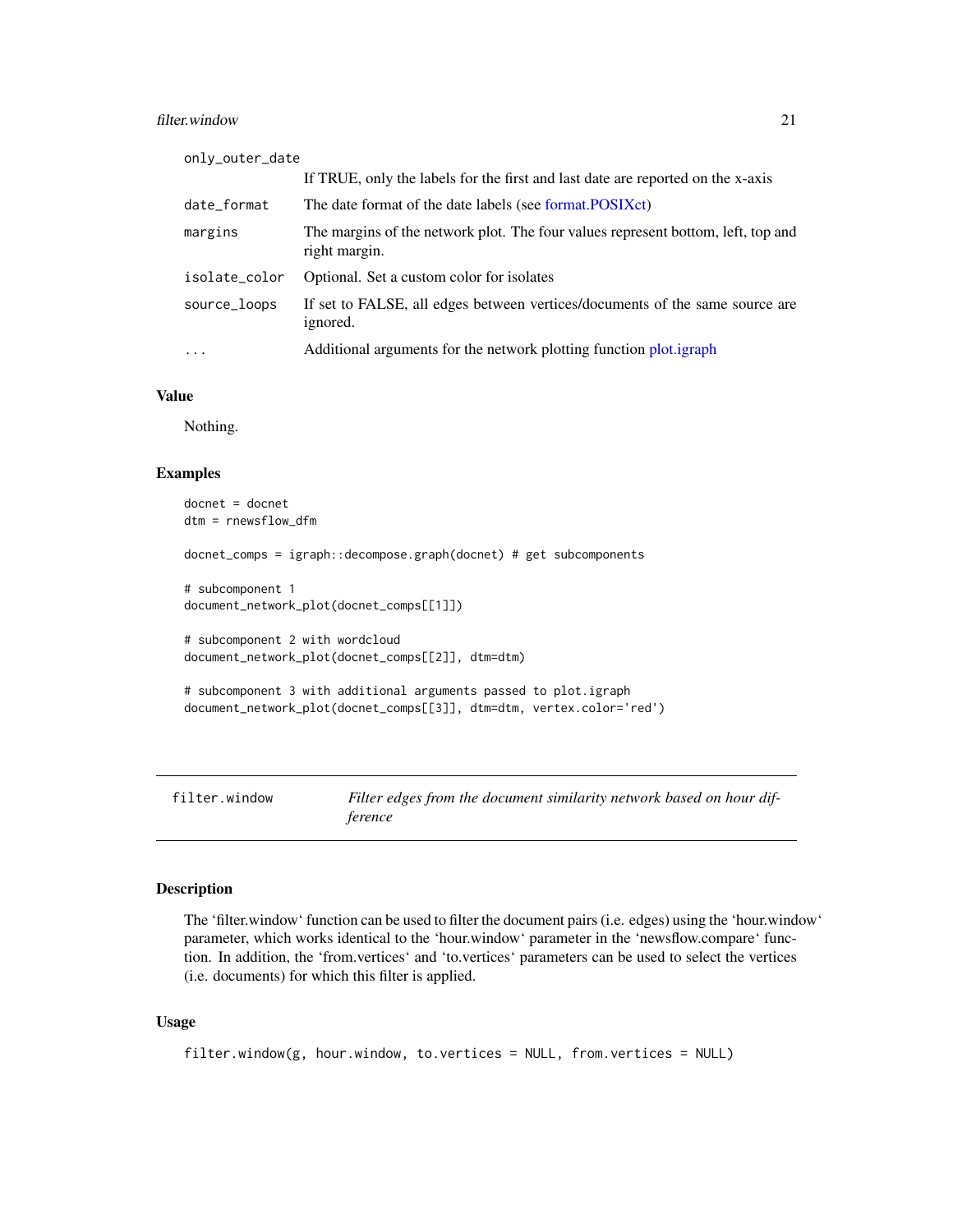| | |
|---|---|
| only_outer_date | If TRUE, only the labels for the first and last date are reported on the x-axis |
| date_format | The date format of the date labels (see format.POSIXct) |
| margins | The margins of the network plot. The four values represent bottom, left, top and right margin. |
| isolate_color | Optional. Set a custom color for isolates |
| source_loops | If set to FALSE, all edges between vertices/documents of the same source are ignored. |
| ... | Additional arguments for the network plotting function plot.igraph |

### Value

Nothing.

### Examples

```
docnet = docnet
dtm = rnewsflow_dfm

docnet_comps = igraph::decompose.graph(docnet) # get subcomponents

# subcomponent 1
document_network_plot(docnet_comps[[1]])

# subcomponent 2 with wordcloud
document_network_plot(docnet_comps[[2]], dtm=dtm)

# subcomponent 3 with additional arguments passed to plot.igraph
document_network_plot(docnet_comps[[3]], dtm=dtm, vertex.color='red')
```

---

## filter.window — *Filter edges from the document similarity network based on hour difference*

---

### Description

The 'filter.window' function can be used to filter the document pairs (i.e. edges) using the 'hour.window' parameter, which works identical to the 'hour.window' parameter in the 'newsflow.compare' function. In addition, the 'from.vertices' and 'to.vertices' parameters can be used to select the vertices (i.e. documents) for which this filter is applied.

### Usage

```
filter.window(g, hour.window, to.vertices = NULL, from.vertices = NULL)
```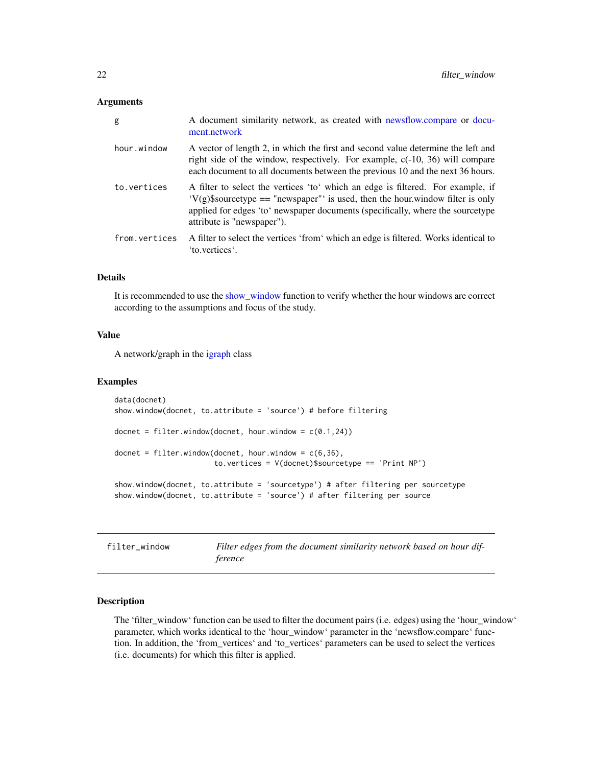### Arguments

| | |
|---|---|
| g | A document similarity network, as created with newsflow.compare or document.network |
| hour.window | A vector of length 2, in which the first and second value determine the left and right side of the window, respectively. For example, c(-10, 36) will compare each document to all documents between the previous 10 and the next 36 hours. |
| to.vertices | A filter to select the vertices 'to' which an edge is filtered. For example, if 'V(g)$sourcetype == "newspaper"' is used, then the hour.window filter is only applied for edges 'to' newspaper documents (specifically, where the sourcetype attribute is "newspaper"). |
| from.vertices | A filter to select the vertices 'from' which an edge is filtered. Works identical to 'to.vertices'. |

### Details

It is recommended to use the show_window function to verify whether the hour windows are correct according to the assumptions and focus of the study.

### Value

A network/graph in the igraph class

### Examples

```
data(docnet)
show.window(docnet, to.attribute = 'source') # before filtering

docnet = filter.window(docnet, hour.window = c(0.1,24))

docnet = filter.window(docnet, hour.window = c(6,36),
                       to.vertices = V(docnet)$sourcetype == 'Print NP')

show.window(docnet, to.attribute = 'sourcetype') # after filtering per sourcetype
show.window(docnet, to.attribute = 'source') # after filtering per source
```

---

## filter_window — *Filter edges from the document similarity network based on hour difference*

### Description

The 'filter_window' function can be used to filter the document pairs (i.e. edges) using the 'hour_window' parameter, which works identical to the 'hour_window' parameter in the 'newsflow.compare' function. In addition, the 'from_vertices' and 'to_vertices' parameters can be used to select the vertices (i.e. documents) for which this filter is applied.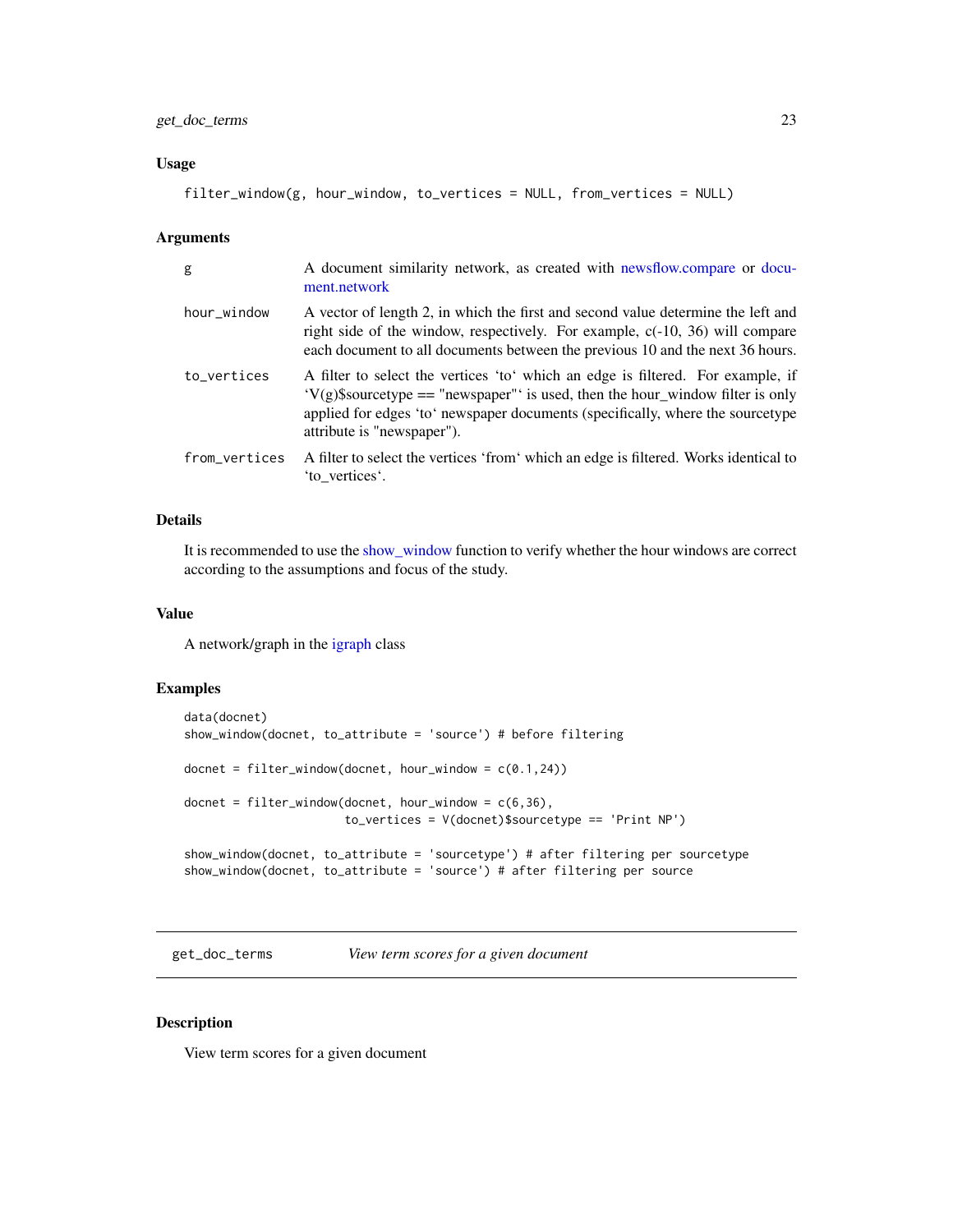### Usage

```
filter_window(g, hour_window, to_vertices = NULL, from_vertices = NULL)
```

### Arguments

| | |
|---|---|
| g | A document similarity network, as created with newsflow.compare or document.network |
| hour_window | A vector of length 2, in which the first and second value determine the left and right side of the window, respectively. For example, c(-10, 36) will compare each document to all documents between the previous 10 and the next 36 hours. |
| to_vertices | A filter to select the vertices 'to' which an edge is filtered. For example, if 'V(g)$sourcetype == "newspaper"' is used, then the hour_window filter is only applied for edges 'to' newspaper documents (specifically, where the sourcetype attribute is "newspaper"). |
| from_vertices | A filter to select the vertices 'from' which an edge is filtered. Works identical to 'to_vertices'. |

### Details

It is recommended to use the show_window function to verify whether the hour windows are correct according to the assumptions and focus of the study.

### Value

A network/graph in the igraph class

### Examples

```
data(docnet)
show_window(docnet, to_attribute = 'source') # before filtering

docnet = filter_window(docnet, hour_window = c(0.1,24))

docnet = filter_window(docnet, hour_window = c(6,36),
                       to_vertices = V(docnet)$sourcetype == 'Print NP')

show_window(docnet, to_attribute = 'sourcetype') # after filtering per sourcetype
show_window(docnet, to_attribute = 'source') # after filtering per source
```

---

## get_doc_terms *View term scores for a given document*

### Description

View term scores for a given document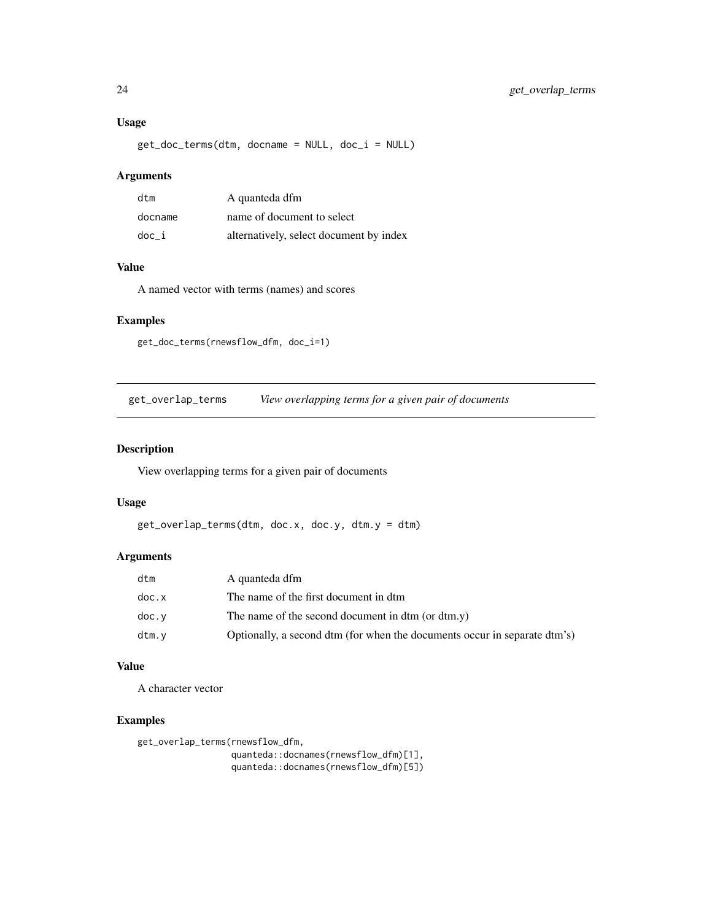### Usage

```
get_doc_terms(dtm, docname = NULL, doc_i = NULL)
```

### Arguments

| | |
|---|---|
| dtm | A quanteda dfm |
| docname | name of document to select |
| doc_i | alternatively, select document by index |

### Value

A named vector with terms (names) and scores

### Examples

```
get_doc_terms(rnewsflow_dfm, doc_i=1)
```

---

## get_overlap_terms    *View overlapping terms for a given pair of documents*

### Description

View overlapping terms for a given pair of documents

### Usage

```
get_overlap_terms(dtm, doc.x, doc.y, dtm.y = dtm)
```

### Arguments

| | |
|---|---|
| dtm | A quanteda dfm |
| doc.x | The name of the first document in dtm |
| doc.y | The name of the second document in dtm (or dtm.y) |
| dtm.y | Optionally, a second dtm (for when the documents occur in separate dtm's) |

### Value

A character vector

### Examples

```
get_overlap_terms(rnewsflow_dfm,
                  quanteda::docnames(rnewsflow_dfm)[1],
                  quanteda::docnames(rnewsflow_dfm)[5])
```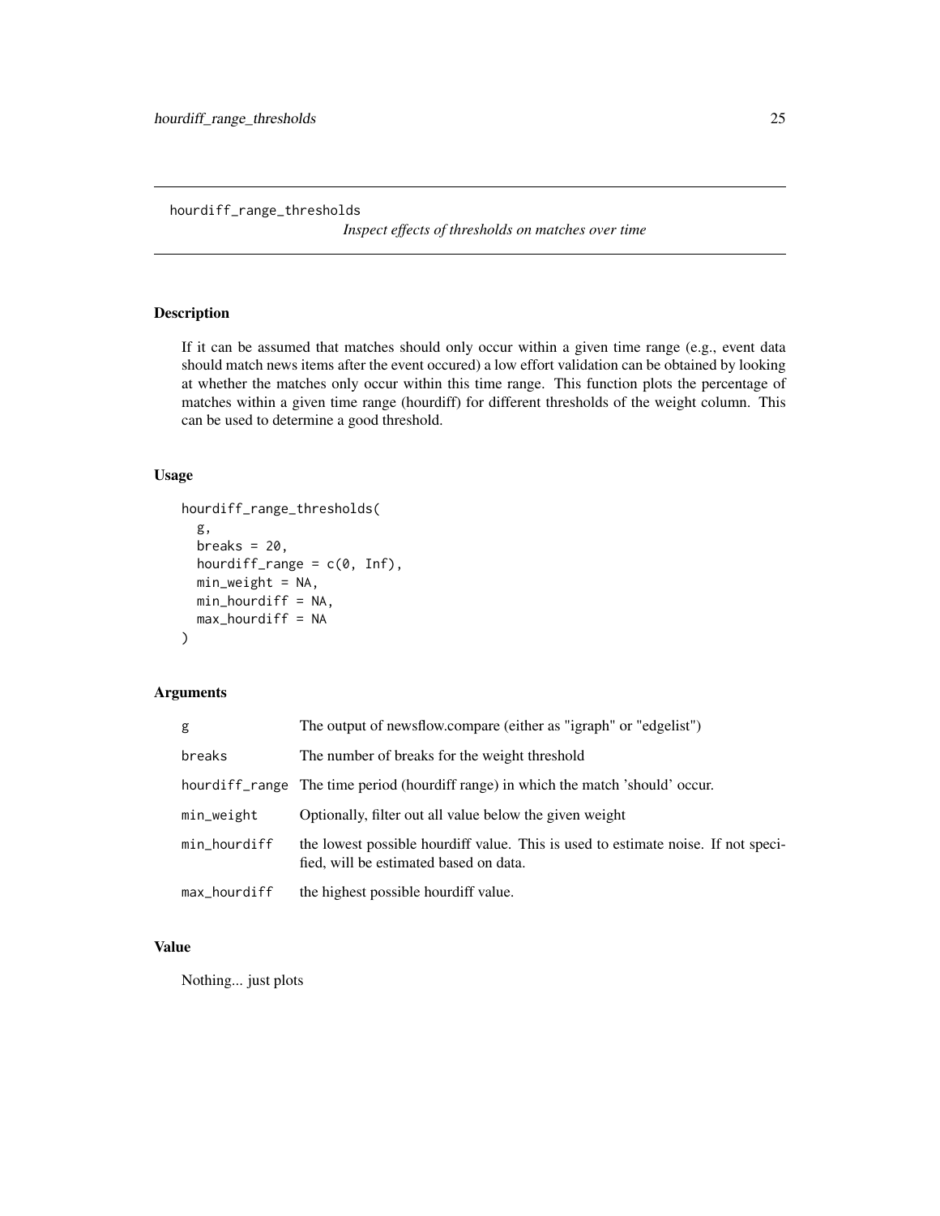hourdiff_range_thresholds

*Inspect effects of thresholds on matches over time*

## Description

If it can be assumed that matches should only occur within a given time range (e.g., event data should match news items after the event occured) a low effort validation can be obtained by looking at whether the matches only occur within this time range. This function plots the percentage of matches within a given time range (hourdiff) for different thresholds of the weight column. This can be used to determine a good threshold.

## Usage

```
hourdiff_range_thresholds(
  g,
  breaks = 20,
  hourdiff_range = c(0, Inf),
  min_weight = NA,
  min_hourdiff = NA,
  max_hourdiff = NA
)
```

## Arguments

| | |
|---|---|
| g | The output of newsflow.compare (either as "igraph" or "edgelist") |
| breaks | The number of breaks for the weight threshold |
| hourdiff_range | The time period (hourdiff range) in which the match 'should' occur. |
| min_weight | Optionally, filter out all value below the given weight |
| min_hourdiff | the lowest possible hourdiff value. This is used to estimate noise. If not specified, will be estimated based on data. |
| max_hourdiff | the highest possible hourdiff value. |

## Value

Nothing... just plots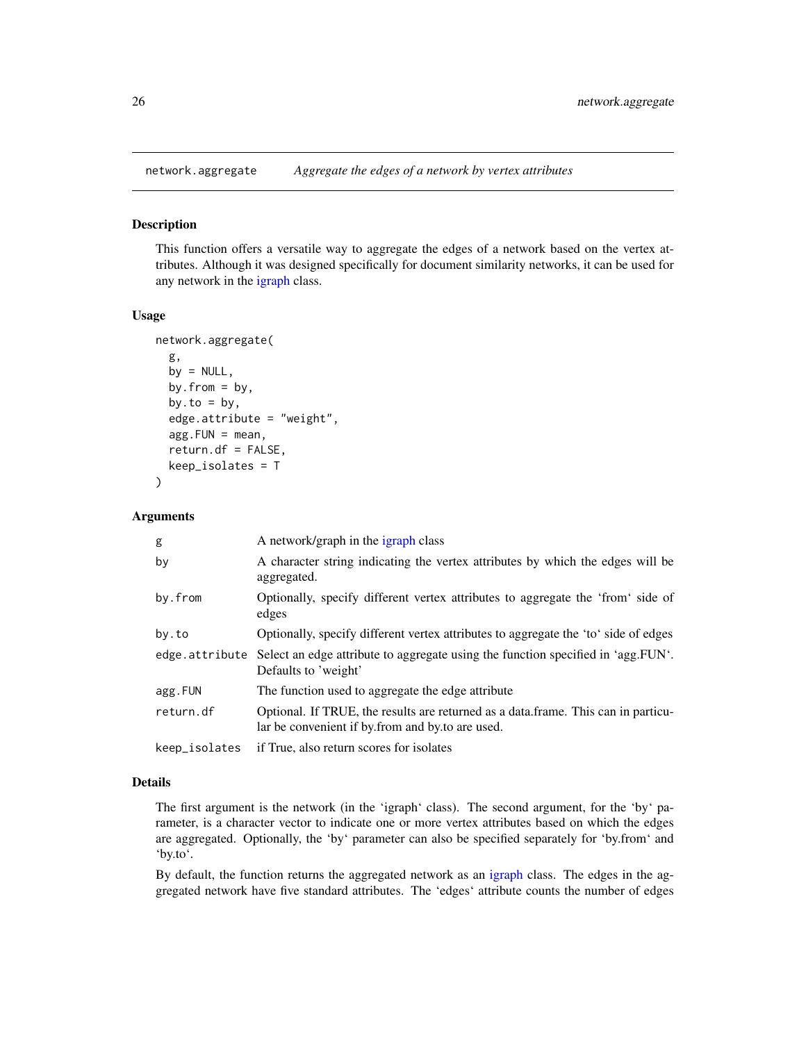# network.aggregate    *Aggregate the edges of a network by vertex attributes*

## Description

This function offers a versatile way to aggregate the edges of a network based on the vertex attributes. Although it was designed specifically for document similarity networks, it can be used for any network in the igraph class.

## Usage

```
network.aggregate(
  g,
  by = NULL,
  by.from = by,
  by.to = by,
  edge.attribute = "weight",
  agg.FUN = mean,
  return.df = FALSE,
  keep_isolates = T
)
```

## Arguments

| | |
|---|---|
| g | A network/graph in the igraph class |
| by | A character string indicating the vertex attributes by which the edges will be aggregated. |
| by.from | Optionally, specify different vertex attributes to aggregate the 'from' side of edges |
| by.to | Optionally, specify different vertex attributes to aggregate the 'to' side of edges |
| edge.attribute | Select an edge attribute to aggregate using the function specified in 'agg.FUN'. Defaults to 'weight' |
| agg.FUN | The function used to aggregate the edge attribute |
| return.df | Optional. If TRUE, the results are returned as a data.frame. This can in particular be convenient if by.from and by.to are used. |
| keep_isolates | if True, also return scores for isolates |

## Details

The first argument is the network (in the 'igraph' class). The second argument, for the 'by' parameter, is a character vector to indicate one or more vertex attributes based on which the edges are aggregated. Optionally, the 'by' parameter can also be specified separately for 'by.from' and 'by.to'.

By default, the function returns the aggregated network as an igraph class. The edges in the aggregated network have five standard attributes. The 'edges' attribute counts the number of edges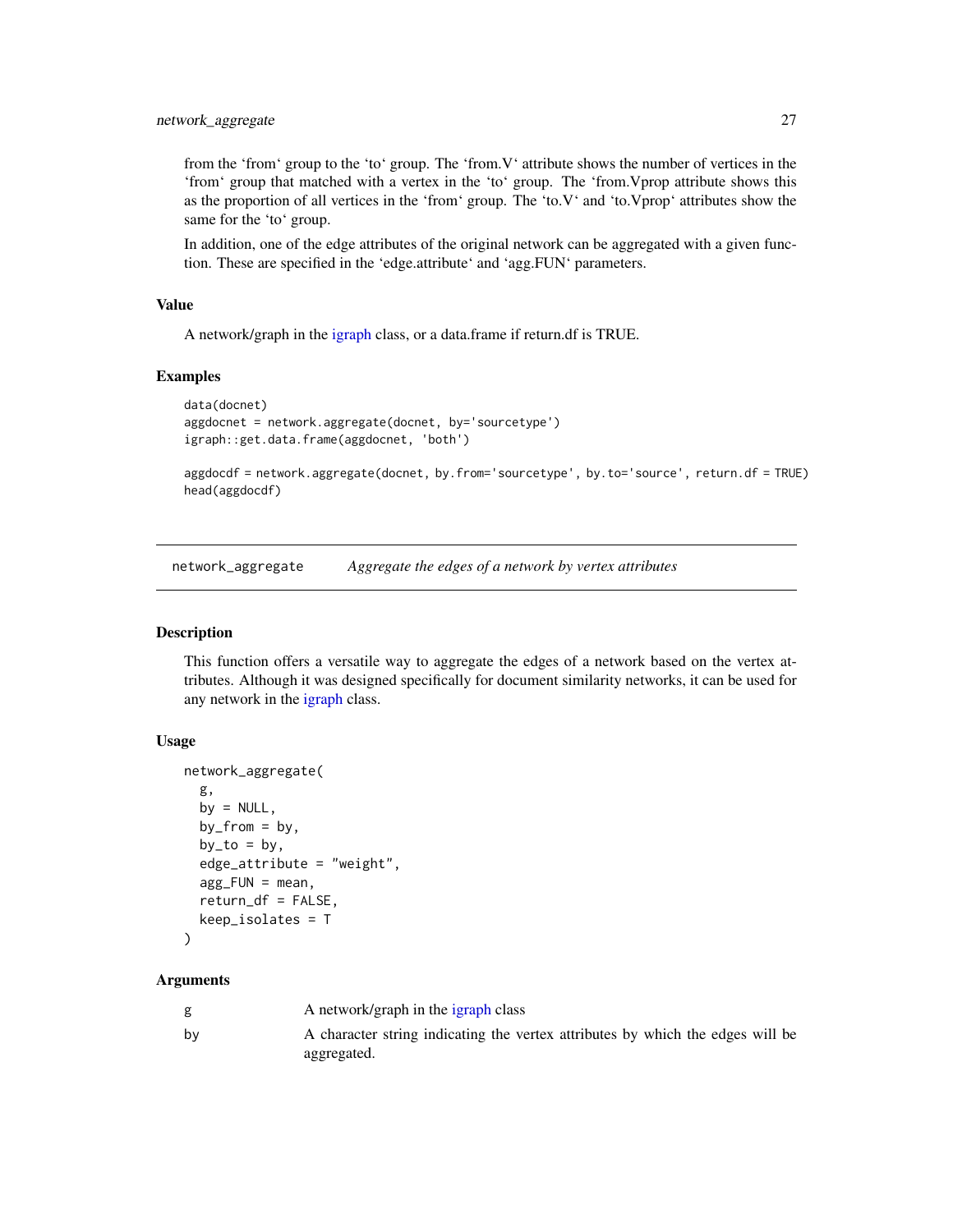from the ‘from‘ group to the ‘to‘ group. The ‘from.V‘ attribute shows the number of vertices in the ‘from‘ group that matched with a vertex in the ‘to‘ group. The ‘from.Vprop attribute shows this as the proportion of all vertices in the ‘from‘ group. The ‘to.V‘ and ‘to.Vprop‘ attributes show the same for the ‘to‘ group.

In addition, one of the edge attributes of the original network can be aggregated with a given function. These are specified in the ‘edge.attribute‘ and ‘agg.FUN‘ parameters.

### Value

A network/graph in the igraph class, or a data.frame if return.df is TRUE.

### Examples

```
data(docnet)
aggdocnet = network.aggregate(docnet, by='sourcetype')
igraph::get.data.frame(aggdocnet, 'both')

aggdocdf = network.aggregate(docnet, by.from='sourcetype', by.to='source', return.df = TRUE)
head(aggdocdf)
```

---

## network_aggregate — *Aggregate the edges of a network by vertex attributes*

### Description

This function offers a versatile way to aggregate the edges of a network based on the vertex attributes. Although it was designed specifically for document similarity networks, it can be used for any network in the igraph class.

### Usage

```
network_aggregate(
  g,
  by = NULL,
  by_from = by,
  by_to = by,
  edge_attribute = "weight",
  agg_FUN = mean,
  return_df = FALSE,
  keep_isolates = T
)
```

### Arguments

| | |
|---|---|
| g | A network/graph in the igraph class |
| by | A character string indicating the vertex attributes by which the edges will be aggregated. |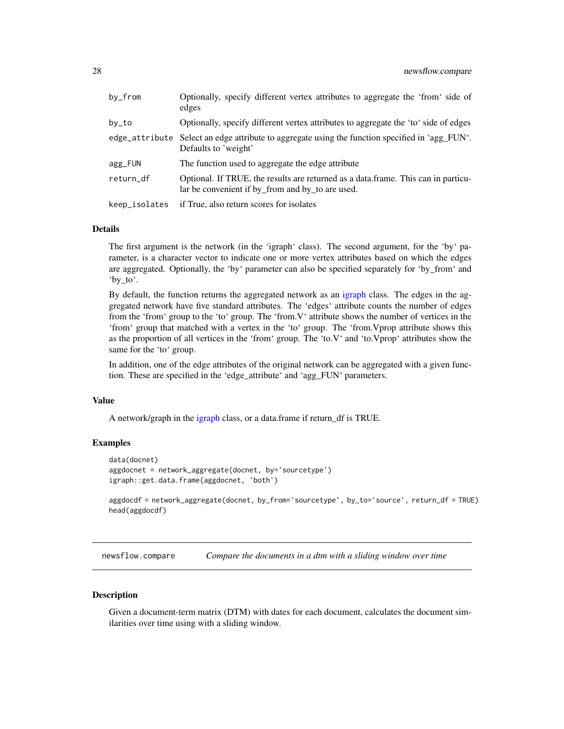| | |
|---|---|
| by_from | Optionally, specify different vertex attributes to aggregate the 'from' side of edges |
| by_to | Optionally, specify different vertex attributes to aggregate the 'to' side of edges |
| edge_attribute | Select an edge attribute to aggregate using the function specified in 'agg_FUN'. Defaults to 'weight' |
| agg_FUN | The function used to aggregate the edge attribute |
| return_df | Optional. If TRUE, the results are returned as a data.frame. This can in particular be convenient if by_from and by_to are used. |
| keep_isolates | if True, also return scores for isolates |

### Details

The first argument is the network (in the 'igraph' class). The second argument, for the 'by' parameter, is a character vector to indicate one or more vertex attributes based on which the edges are aggregated. Optionally, the 'by' parameter can also be specified separately for 'by_from' and 'by_to'.

By default, the function returns the aggregated network as an igraph class. The edges in the aggregated network have five standard attributes. The 'edges' attribute counts the number of edges from the 'from' group to the 'to' group. The 'from.V' attribute shows the number of vertices in the 'from' group that matched with a vertex in the 'to' group. The 'from.Vprop attribute shows this as the proportion of all vertices in the 'from' group. The 'to.V' and 'to.Vprop' attributes show the same for the 'to' group.

In addition, one of the edge attributes of the original network can be aggregated with a given function. These are specified in the 'edge_attribute' and 'agg_FUN' parameters.

### Value

A network/graph in the igraph class, or a data.frame if return_df is TRUE.

### Examples

```
data(docnet)
aggdocnet = network_aggregate(docnet, by='sourcetype')
igraph::get.data.frame(aggdocnet, 'both')

aggdocdf = network_aggregate(docnet, by_from='sourcetype', by_to='source', return_df = TRUE)
head(aggdocdf)
```

---

## newsflow.compare — *Compare the documents in a dtm with a sliding window over time*

### Description

Given a document-term matrix (DTM) with dates for each document, calculates the document similarities over time using with a sliding window.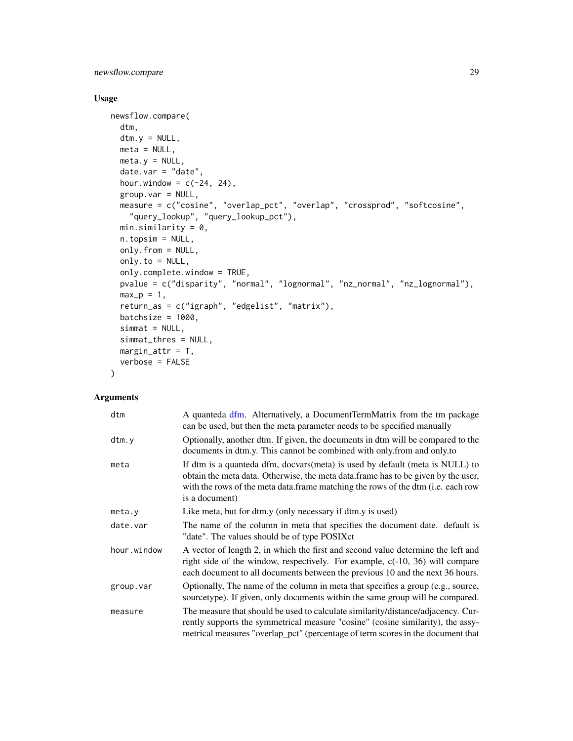### Usage

```
newsflow.compare(
  dtm,
  dtm.y = NULL,
  meta = NULL,
  meta.y = NULL,
  date.var = "date",
  hour.window = c(-24, 24),
  group.var = NULL,
  measure = c("cosine", "overlap_pct", "overlap", "crossprod", "softcosine",
    "query_lookup", "query_lookup_pct"),
  min.similarity = 0,
  n.topsim = NULL,
  only.from = NULL,
  only.to = NULL,
  only.complete.window = TRUE,
  pvalue = c("disparity", "normal", "lognormal", "nz_normal", "nz_lognormal"),
  max_p = 1,
  return_as = c("igraph", "edgelist", "matrix"),
  batchsize = 1000,
  simmat = NULL,
  simmat_thres = NULL,
  margin_attr = T,
  verbose = FALSE
)
```

### Arguments

| | |
|---|---|
| dtm | A quanteda dfm. Alternatively, a DocumentTermMatrix from the tm package can be used, but then the meta parameter needs to be specified manually |
| dtm.y | Optionally, another dtm. If given, the documents in dtm will be compared to the documents in dtm.y. This cannot be combined with only.from and only.to |
| meta | If dtm is a quanteda dfm, docvars(meta) is used by default (meta is NULL) to obtain the meta data. Otherwise, the meta data.frame has to be given by the user, with the rows of the meta data.frame matching the rows of the dtm (i.e. each row is a document) |
| meta.y | Like meta, but for dtm.y (only necessary if dtm.y is used) |
| date.var | The name of the column in meta that specifies the document date. default is "date". The values should be of type POSIXct |
| hour.window | A vector of length 2, in which the first and second value determine the left and right side of the window, respectively. For example, c(-10, 36) will compare each document to all documents between the previous 10 and the next 36 hours. |
| group.var | Optionally, The name of the column in meta that specifies a group (e.g., source, sourcetype). If given, only documents within the same group will be compared. |
| measure | The measure that should be used to calculate similarity/distance/adjacency. Currently supports the symmetrical measure "cosine" (cosine similarity), the assymetrical measures "overlap_pct" (percentage of term scores in the document that |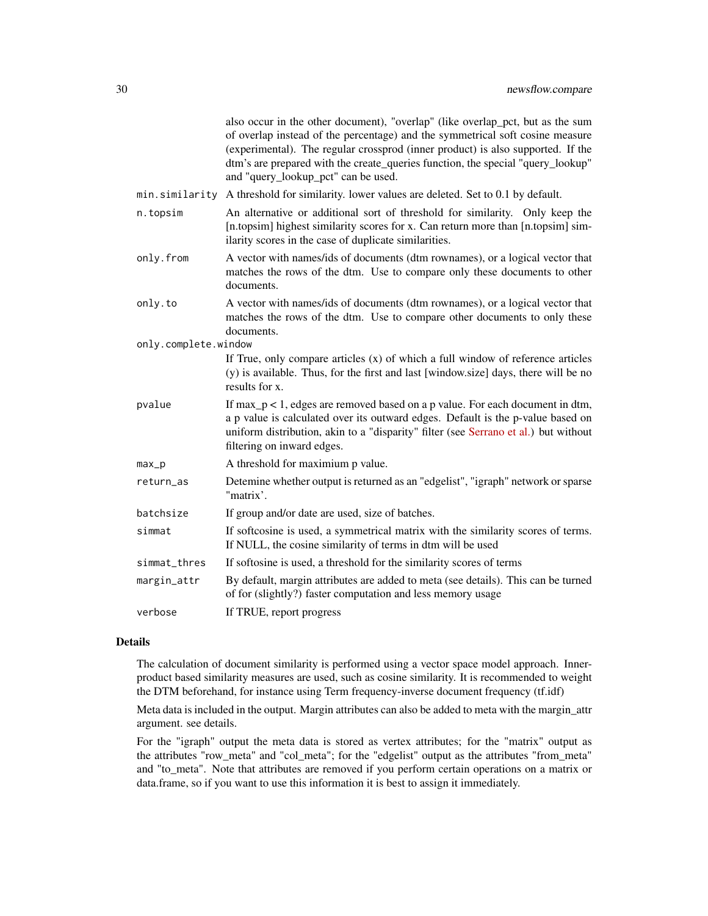also occur in the other document), "overlap" (like overlap_pct, but as the sum of overlap instead of the percentage) and the symmetrical soft cosine measure (experimental). The regular crossprod (inner product) is also supported. If the dtm's are prepared with the create_queries function, the special "query_lookup" and "query_lookup_pct" can be used.

| | |
|---|---|
| min.similarity | A threshold for similarity. lower values are deleted. Set to 0.1 by default. |
| n.topsim | An alternative or additional sort of threshold for similarity. Only keep the [n.topsim] highest similarity scores for x. Can return more than [n.topsim] similarity scores in the case of duplicate similarities. |
| only.from | A vector with names/ids of documents (dtm rownames), or a logical vector that matches the rows of the dtm. Use to compare only these documents to other documents. |
| only.to | A vector with names/ids of documents (dtm rownames), or a logical vector that matches the rows of the dtm. Use to compare other documents to only these documents. |
| only.complete.window | If True, only compare articles (x) of which a full window of reference articles (y) is available. Thus, for the first and last [window.size] days, there will be no results for x. |
| pvalue | If max_p < 1, edges are removed based on a p value. For each document in dtm, a p value is calculated over its outward edges. Default is the p-value based on uniform distribution, akin to a "disparity" filter (see Serrano et al.) but without filtering on inward edges. |
| max_p | A threshold for maximum p value. |
| return_as | Detemine whether output is returned as an "edgelist", "igraph" network or sparse "matrix'. |
| batchsize | If group and/or date are used, size of batches. |
| simmat | If softcosine is used, a symmetrical matrix with the similarity scores of terms. If NULL, the cosine similarity of terms in dtm will be used |
| simmat_thres | If softosine is used, a threshold for the similarity scores of terms |
| margin_attr | By default, margin attributes are added to meta (see details). This can be turned of for (slightly?) faster computation and less memory usage |
| verbose | If TRUE, report progress |

## Details

The calculation of document similarity is performed using a vector space model approach. Inner-product based similarity measures are used, such as cosine similarity. It is recommended to weight the DTM beforehand, for instance using Term frequency-inverse document frequency (tf.idf)

Meta data is included in the output. Margin attributes can also be added to meta with the margin_attr argument. see details.

For the "igraph" output the meta data is stored as vertex attributes; for the "matrix" output as the attributes "row_meta" and "col_meta"; for the "edgelist" output as the attributes "from_meta" and "to_meta". Note that attributes are removed if you perform certain operations on a matrix or data.frame, so if you want to use this information it is best to assign it immediately.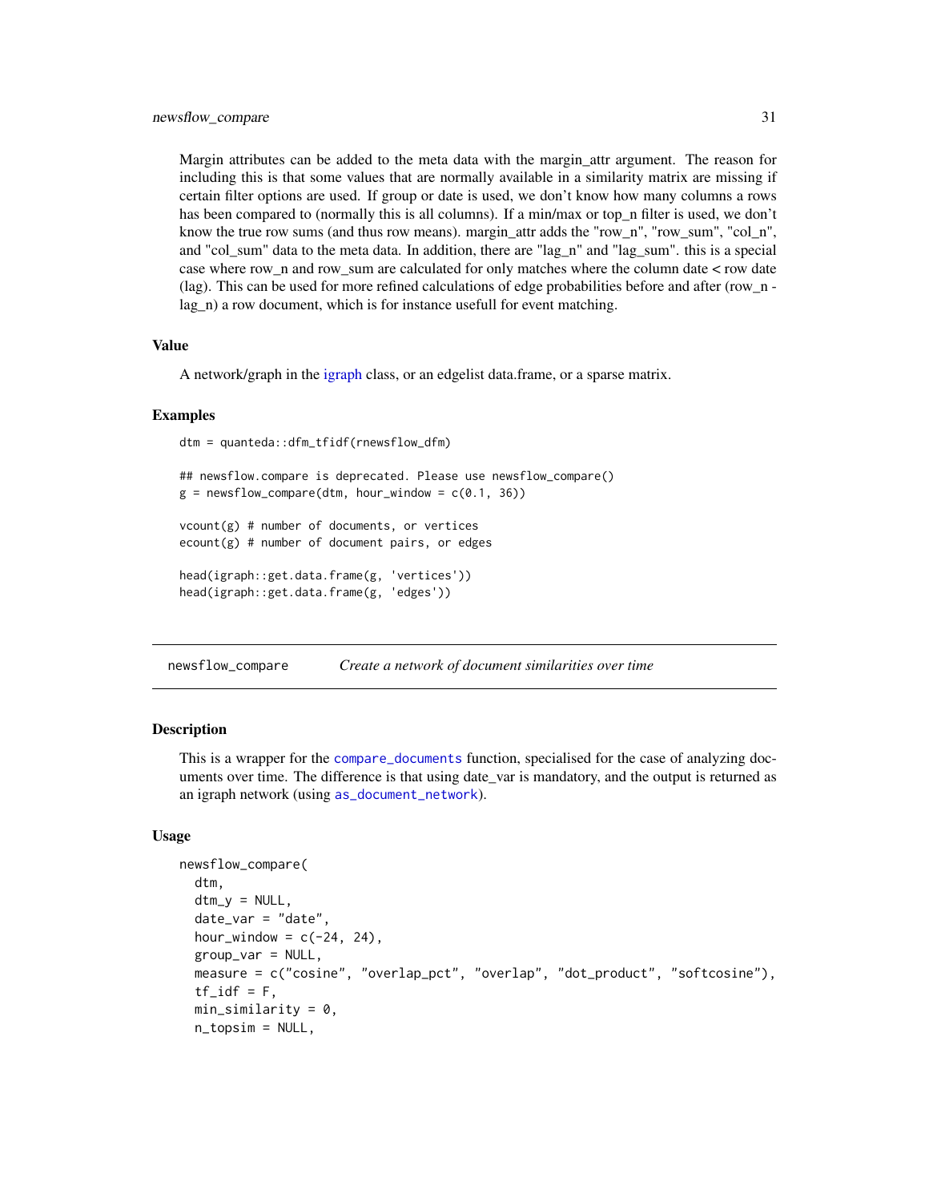Margin attributes can be added to the meta data with the margin_attr argument. The reason for including this is that some values that are normally available in a similarity matrix are missing if certain filter options are used. If group or date is used, we don't know how many columns a rows has been compared to (normally this is all columns). If a min/max or top_n filter is used, we don't know the true row sums (and thus row means). margin_attr adds the "row_n", "row_sum", "col_n", and "col_sum" data to the meta data. In addition, there are "lag_n" and "lag_sum". this is a special case where row_n and row_sum are calculated for only matches where the column date < row date (lag). This can be used for more refined calculations of edge probabilities before and after (row_n - lag_n) a row document, which is for instance usefull for event matching.

### Value

A network/graph in the igraph class, or an edgelist data.frame, or a sparse matrix.

### Examples

```
dtm = quanteda::dfm_tfidf(rnewsflow_dfm)

## newsflow.compare is deprecated. Please use newsflow_compare()
g = newsflow_compare(dtm, hour_window = c(0.1, 36))

vcount(g) # number of documents, or vertices
ecount(g) # number of document pairs, or edges

head(igraph::get.data.frame(g, 'vertices'))
head(igraph::get.data.frame(g, 'edges'))
```

---

## newsflow_compare — *Create a network of document similarities over time*

### Description

This is a wrapper for the `compare_documents` function, specialised for the case of analyzing documents over time. The difference is that using date_var is mandatory, and the output is returned as an igraph network (using `as_document_network`).

### Usage

```
newsflow_compare(
  dtm,
  dtm_y = NULL,
  date_var = "date",
  hour_window = c(-24, 24),
  group_var = NULL,
  measure = c("cosine", "overlap_pct", "overlap", "dot_product", "softcosine"),
  tf_idf = F,
  min_similarity = 0,
  n_topsim = NULL,
```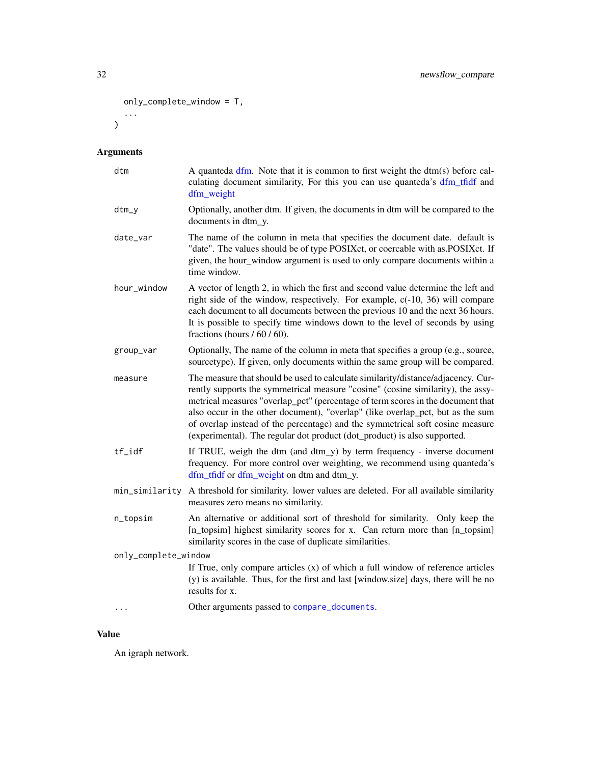```
  only_complete_window = T,
  ...
)
```

## Arguments

| | |
|---|---|
| dtm | A quanteda dfm. Note that it is common to first weight the dtm(s) before calculating document similarity, For this you can use quanteda's dfm_tfidf and dfm_weight |
| dtm_y | Optionally, another dtm. If given, the documents in dtm will be compared to the documents in dtm_y. |
| date_var | The name of the column in meta that specifies the document date. default is "date". The values should be of type POSIXct, or coercable with as.POSIXct. If given, the hour_window argument is used to only compare documents within a time window. |
| hour_window | A vector of length 2, in which the first and second value determine the left and right side of the window, respectively. For example, c(-10, 36) will compare each document to all documents between the previous 10 and the next 36 hours. It is possible to specify time windows down to the level of seconds by using fractions (hours / 60 / 60). |
| group_var | Optionally, The name of the column in meta that specifies a group (e.g., source, sourcetype). If given, only documents within the same group will be compared. |
| measure | The measure that should be used to calculate similarity/distance/adjacency. Currently supports the symmetrical measure "cosine" (cosine similarity), the assymetrical measures "overlap_pct" (percentage of term scores in the document that also occur in the other document), "overlap" (like overlap_pct, but as the sum of overlap instead of the percentage) and the symmetrical soft cosine measure (experimental). The regular dot product (dot_product) is also supported. |
| tf_idf | If TRUE, weigh the dtm (and dtm_y) by term frequency - inverse document frequency. For more control over weighting, we recommend using quanteda's dfm_tfidf or dfm_weight on dtm and dtm_y. |
| min_similarity | A threshold for similarity. lower values are deleted. For all available similarity measures zero means no similarity. |
| n_topsim | An alternative or additional sort of threshold for similarity. Only keep the [n_topsim] highest similarity scores for x. Can return more than [n_topsim] similarity scores in the case of duplicate similarities. |
| only_complete_window | If True, only compare articles (x) of which a full window of reference articles (y) is available. Thus, for the first and last [window.size] days, there will be no results for x. |
| ... | Other arguments passed to `compare_documents`. |

## Value

An igraph network.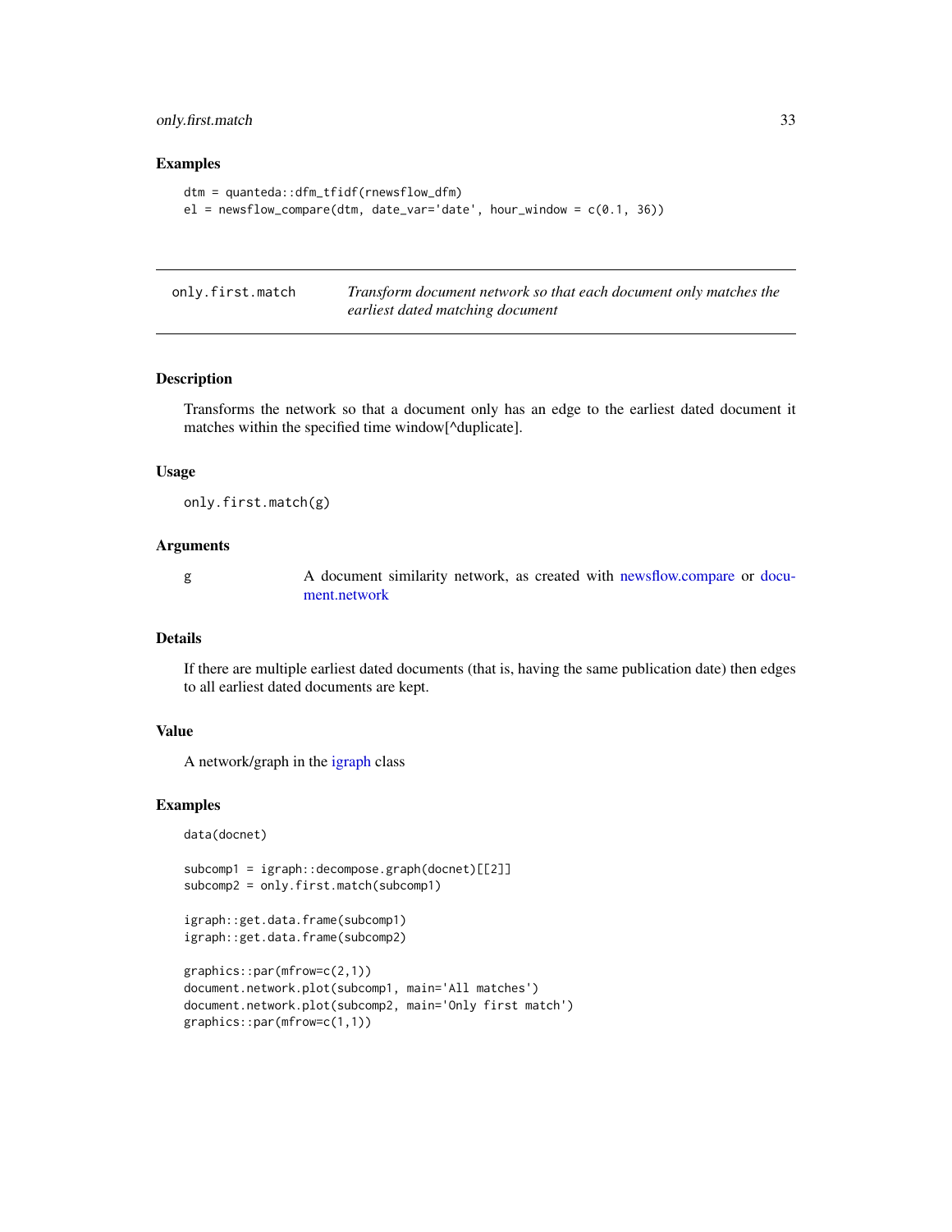## Examples

```
dtm = quanteda::dfm_tfidf(rnewsflow_dfm)
el = newsflow_compare(dtm, date_var='date', hour_window = c(0.1, 36))
```

---

## only.first.match — *Transform document network so that each document only matches the earliest dated matching document*

### Description

Transforms the network so that a document only has an edge to the earliest dated document it matches within the specified time window[^duplicate].

### Usage

```
only.first.match(g)
```

### Arguments

| | |
|---|---|
| g | A document similarity network, as created with newsflow.compare or document.network |

### Details

If there are multiple earliest dated documents (that is, having the same publication date) then edges to all earliest dated documents are kept.

### Value

A network/graph in the igraph class

### Examples

```
data(docnet)

subcomp1 = igraph::decompose.graph(docnet)[[2]]
subcomp2 = only.first.match(subcomp1)

igraph::get.data.frame(subcomp1)
igraph::get.data.frame(subcomp2)

graphics::par(mfrow=c(2,1))
document.network.plot(subcomp1, main='All matches')
document.network.plot(subcomp2, main='Only first match')
graphics::par(mfrow=c(1,1))
```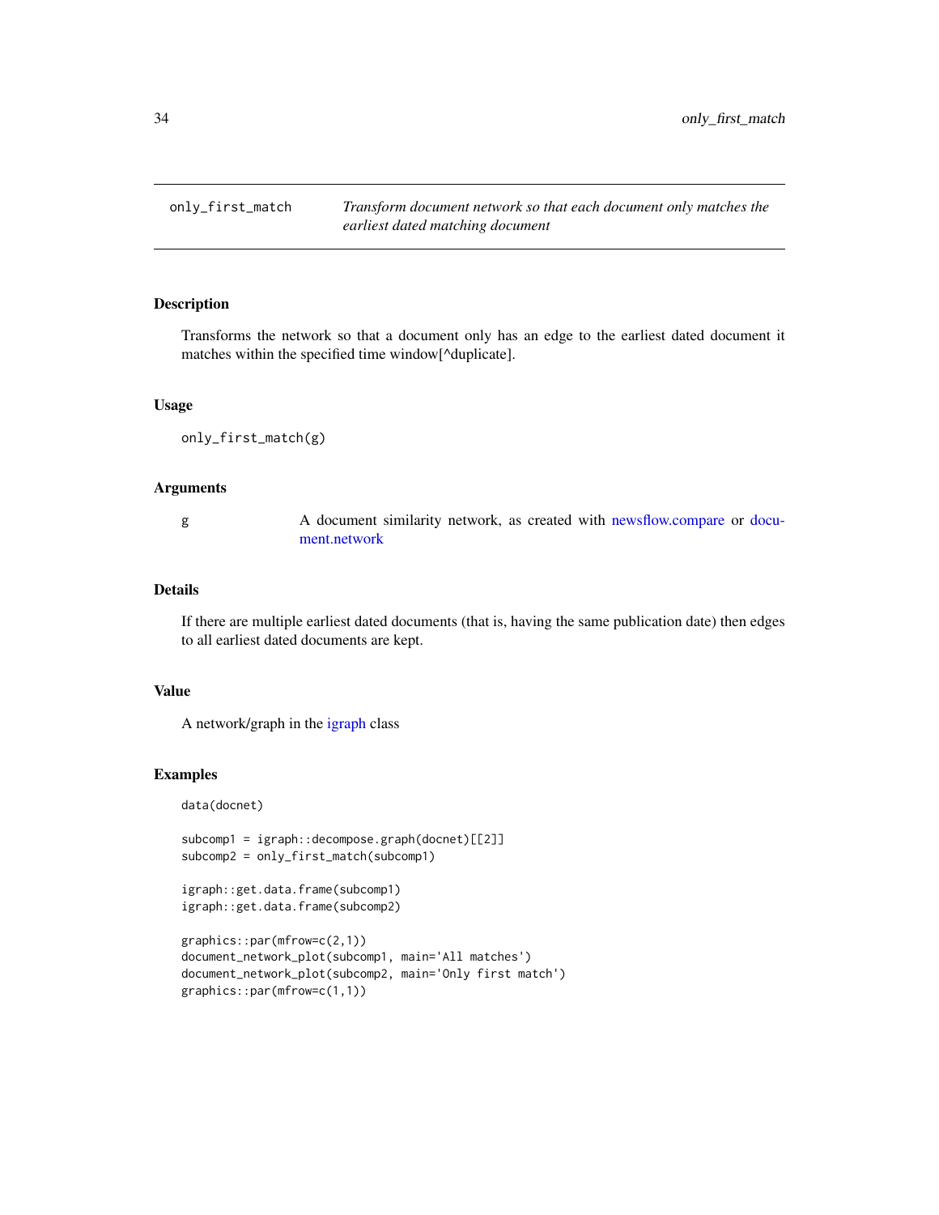## only_first_match

*Transform document network so that each document only matches the earliest dated matching document*

### Description

Transforms the network so that a document only has an edge to the earliest dated document it matches within the specified time window[^duplicate].

### Usage

```
only_first_match(g)
```

### Arguments

| | |
|---|---|
| g | A document similarity network, as created with newsflow.compare or document.network |

### Details

If there are multiple earliest dated documents (that is, having the same publication date) then edges to all earliest dated documents are kept.

### Value

A network/graph in the igraph class

### Examples

```
data(docnet)

subcomp1 = igraph::decompose.graph(docnet)[[2]]
subcomp2 = only_first_match(subcomp1)

igraph::get.data.frame(subcomp1)
igraph::get.data.frame(subcomp2)

graphics::par(mfrow=c(2,1))
document_network_plot(subcomp1, main='All matches')
document_network_plot(subcomp2, main='Only first match')
graphics::par(mfrow=c(1,1))
```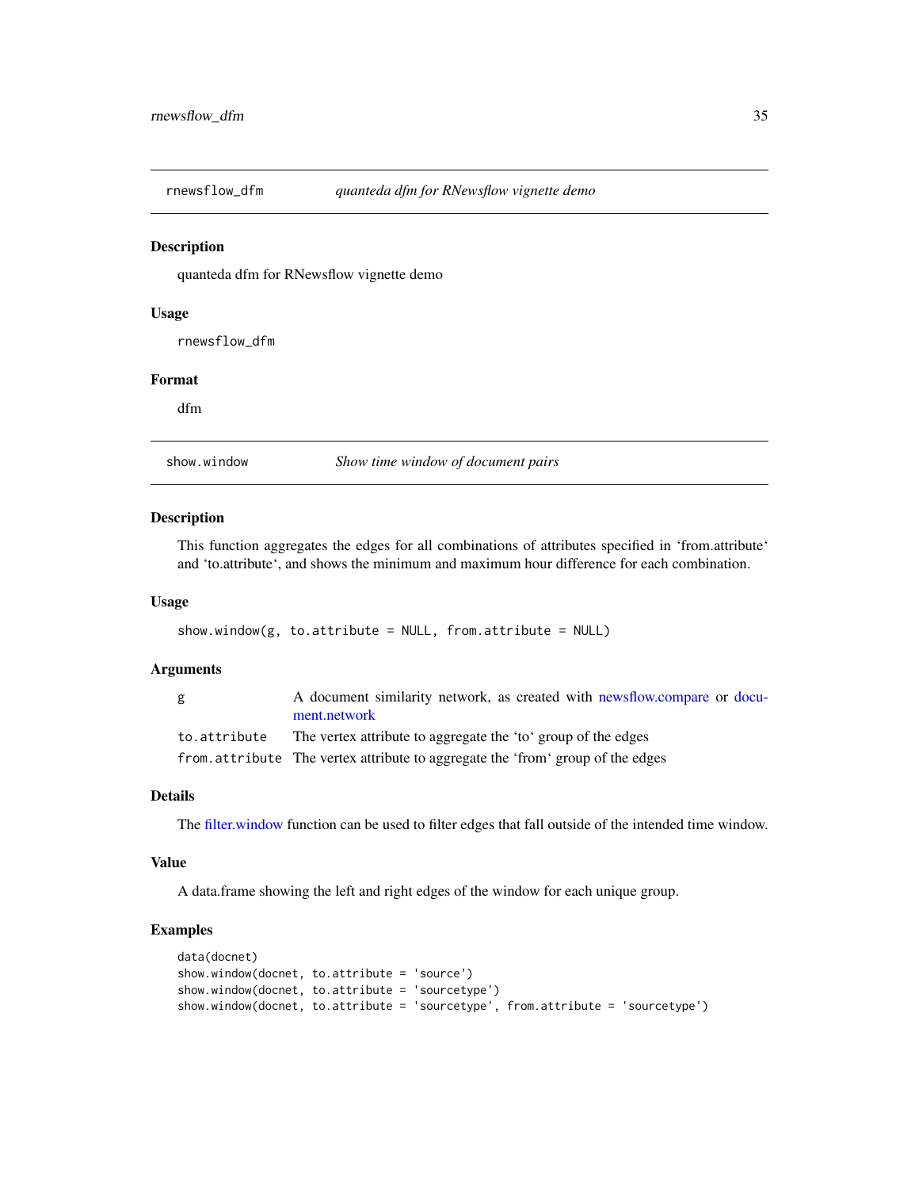## rnewsflow_dfm — *quanteda dfm for RNewsflow vignette demo*

### Description

quanteda dfm for RNewsflow vignette demo

### Usage

```
rnewsflow_dfm
```

### Format

dfm

## show.window — *Show time window of document pairs*

### Description

This function aggregates the edges for all combinations of attributes specified in 'from.attribute' and 'to.attribute', and shows the minimum and maximum hour difference for each combination.

### Usage

```
show.window(g, to.attribute = NULL, from.attribute = NULL)
```

### Arguments

| | |
|---|---|
| g | A document similarity network, as created with newsflow.compare or document.network |
| to.attribute | The vertex attribute to aggregate the 'to' group of the edges |
| from.attribute | The vertex attribute to aggregate the 'from' group of the edges |

### Details

The filter.window function can be used to filter edges that fall outside of the intended time window.

### Value

A data.frame showing the left and right edges of the window for each unique group.

### Examples

```
data(docnet)
show.window(docnet, to.attribute = 'source')
show.window(docnet, to.attribute = 'sourcetype')
show.window(docnet, to.attribute = 'sourcetype', from.attribute = 'sourcetype')
```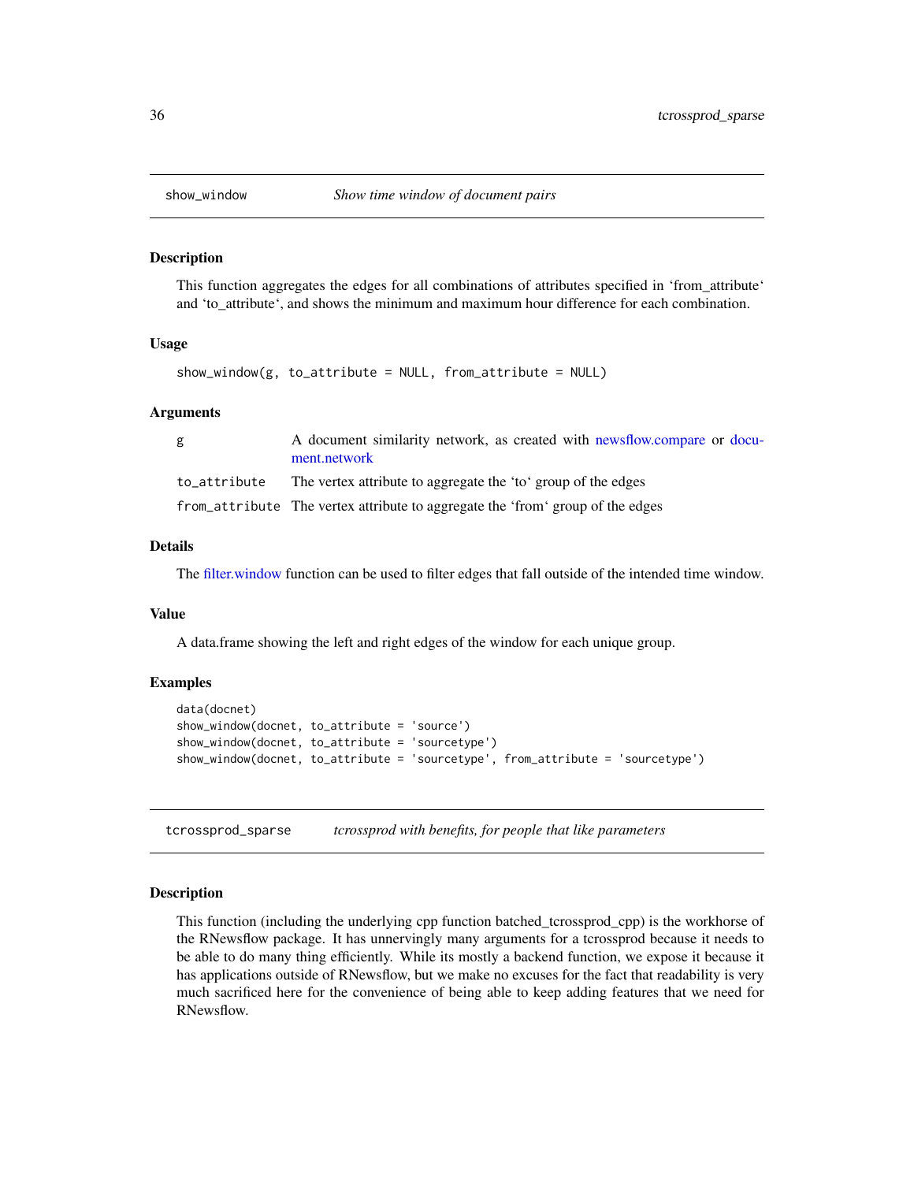## show_window — *Show time window of document pairs*

### Description

This function aggregates the edges for all combinations of attributes specified in 'from_attribute' and 'to_attribute', and shows the minimum and maximum hour difference for each combination.

### Usage

```
show_window(g, to_attribute = NULL, from_attribute = NULL)
```

### Arguments

| | |
|---|---|
| g | A document similarity network, as created with newsflow.compare or document.network |
| to_attribute | The vertex attribute to aggregate the 'to' group of the edges |
| from_attribute | The vertex attribute to aggregate the 'from' group of the edges |

### Details

The filter.window function can be used to filter edges that fall outside of the intended time window.

### Value

A data.frame showing the left and right edges of the window for each unique group.

### Examples

```
data(docnet)
show_window(docnet, to_attribute = 'source')
show_window(docnet, to_attribute = 'sourcetype')
show_window(docnet, to_attribute = 'sourcetype', from_attribute = 'sourcetype')
```

## tcrossprod_sparse — *tcrossprod with benefits, for people that like parameters*

### Description

This function (including the underlying cpp function batched_tcrossprod_cpp) is the workhorse of the RNewsflow package. It has unnervingly many arguments for a tcrossprod because it needs to be able to do many thing efficiently. While its mostly a backend function, we expose it because it has applications outside of RNewsflow, but we make no excuses for the fact that readability is very much sacrificed here for the convenience of being able to keep adding features that we need for RNewsflow.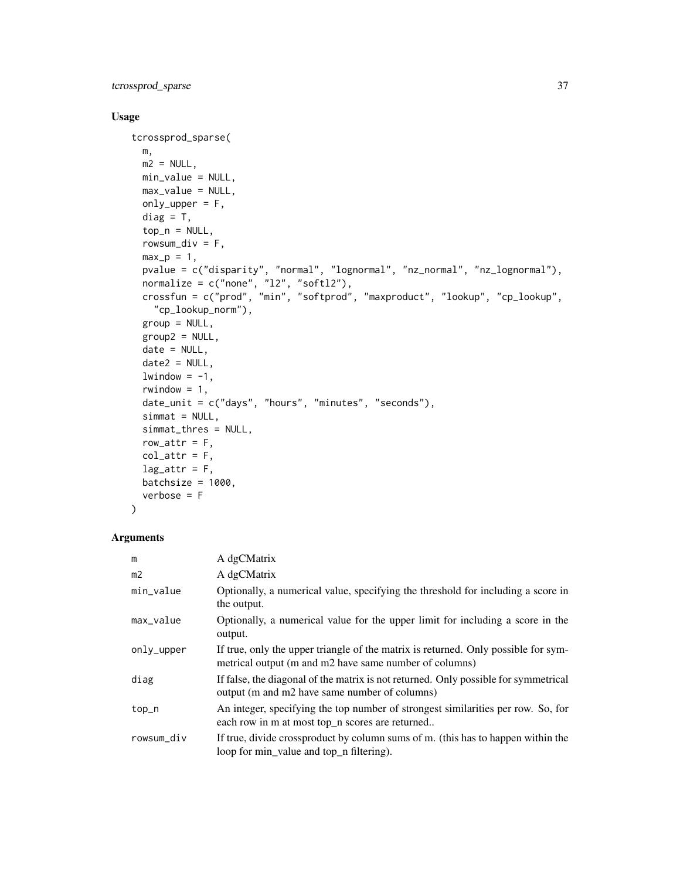## Usage

```
tcrossprod_sparse(
  m,
  m2 = NULL,
  min_value = NULL,
  max_value = NULL,
  only_upper = F,
  diag = T,
  top_n = NULL,
  rowsum_div = F,
  max_p = 1,
  pvalue = c("disparity", "normal", "lognormal", "nz_normal", "nz_lognormal"),
  normalize = c("none", "l2", "softl2"),
  crossfun = c("prod", "min", "softprod", "maxproduct", "lookup", "cp_lookup",
    "cp_lookup_norm"),
  group = NULL,
  group2 = NULL,
  date = NULL,
  date2 = NULL,
  lwindow = -1,
  rwindow = 1,
  date_unit = c("days", "hours", "minutes", "seconds"),
  simmat = NULL,
  simmat_thres = NULL,
  row_attr = F,
  col_attr = F,
  lag_attr = F,
  batchsize = 1000,
  verbose = F
)
```

## Arguments

| | |
|---|---|
| m | A dgCMatrix |
| m2 | A dgCMatrix |
| min_value | Optionally, a numerical value, specifying the threshold for including a score in the output. |
| max_value | Optionally, a numerical value for the upper limit for including a score in the output. |
| only_upper | If true, only the upper triangle of the matrix is returned. Only possible for symmetrical output (m and m2 have same number of columns) |
| diag | If false, the diagonal of the matrix is not returned. Only possible for symmetrical output (m and m2 have same number of columns) |
| top_n | An integer, specifying the top number of strongest similarities per row. So, for each row in m at most top_n scores are returned.. |
| rowsum_div | If true, divide crossproduct by column sums of m. (this has to happen within the loop for min_value and top_n filtering). |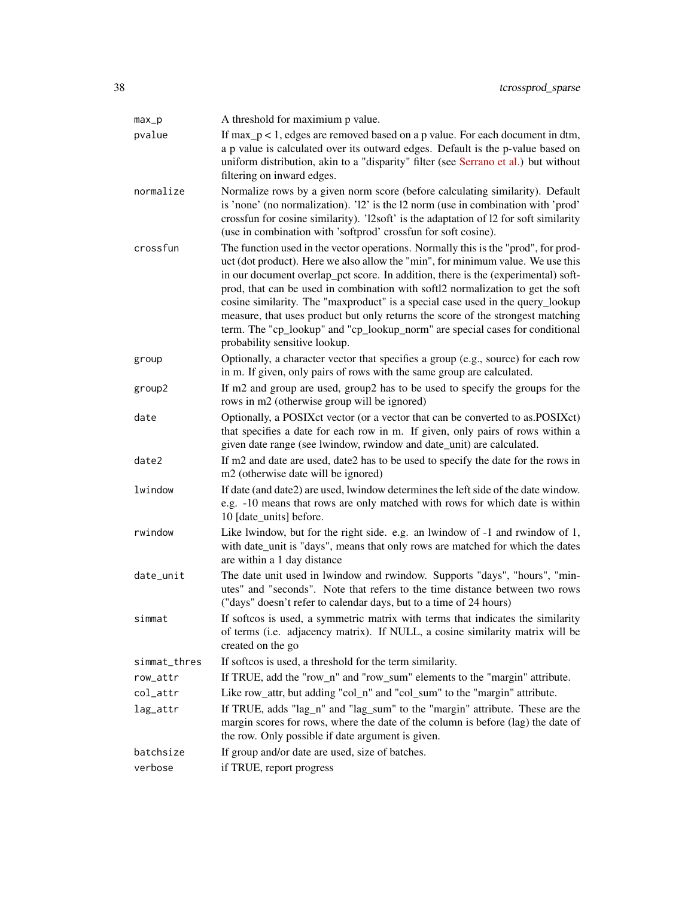| | |
|---|---|
| `max_p` | A threshold for maximium p value. |
| `pvalue` | If max_p < 1, edges are removed based on a p value. For each document in dtm, a p value is calculated over its outward edges. Default is the p-value based on uniform distribution, akin to a "disparity" filter (see Serrano et al.) but without filtering on inward edges. |
| `normalize` | Normalize rows by a given norm score (before calculating similarity). Default is 'none' (no normalization). 'l2' is the l2 norm (use in combination with 'prod' crossfun for cosine similarity). 'l2soft' is the adaptation of l2 for soft similarity (use in combination with 'softprod' crossfun for soft cosine). |
| `crossfun` | The function used in the vector operations. Normally this is the "prod", for product (dot product). Here we also allow the "min", for minimum value. We use this in our document overlap_pct score. In addition, there is the (experimental) softprod, that can be used in combination with softl2 normalization to get the soft cosine similarity. The "maxproduct" is a special case used in the query_lookup measure, that uses product but only returns the score of the strongest matching term. The "cp_lookup" and "cp_lookup_norm" are special cases for conditional probability sensitive lookup. |
| `group` | Optionally, a character vector that specifies a group (e.g., source) for each row in m. If given, only pairs of rows with the same group are calculated. |
| `group2` | If m2 and group are used, group2 has to be used to specify the groups for the rows in m2 (otherwise group will be ignored) |
| `date` | Optionally, a POSIXct vector (or a vector that can be converted to as.POSIXct) that specifies a date for each row in m. If given, only pairs of rows within a given date range (see lwindow, rwindow and date_unit) are calculated. |
| `date2` | If m2 and date are used, date2 has to be used to specify the date for the rows in m2 (otherwise date will be ignored) |
| `lwindow` | If date (and date2) are used, lwindow determines the left side of the date window. e.g. -10 means that rows are only matched with rows for which date is within 10 [date_units] before. |
| `rwindow` | Like lwindow, but for the right side. e.g. an lwindow of -1 and rwindow of 1, with date_unit is "days", means that only rows are matched for which the dates are within a 1 day distance |
| `date_unit` | The date unit used in lwindow and rwindow. Supports "days", "hours", "minutes" and "seconds". Note that refers to the time distance between two rows ("days" doesn't refer to calendar days, but to a time of 24 hours) |
| `simmat` | If softcos is used, a symmetric matrix with terms that indicates the similarity of terms (i.e. adjacency matrix). If NULL, a cosine similarity matrix will be created on the go |
| `simmat_thres` | If softcos is used, a threshold for the term similarity. |
| `row_attr` | If TRUE, add the "row_n" and "row_sum" elements to the "margin" attribute. |
| `col_attr` | Like row_attr, but adding "col_n" and "col_sum" to the "margin" attribute. |
| `lag_attr` | If TRUE, adds "lag_n" and "lag_sum" to the "margin" attribute. These are the margin scores for rows, where the date of the column is before (lag) the date of the row. Only possible if date argument is given. |
| `batchsize` | If group and/or date are used, size of batches. |
| `verbose` | if TRUE, report progress |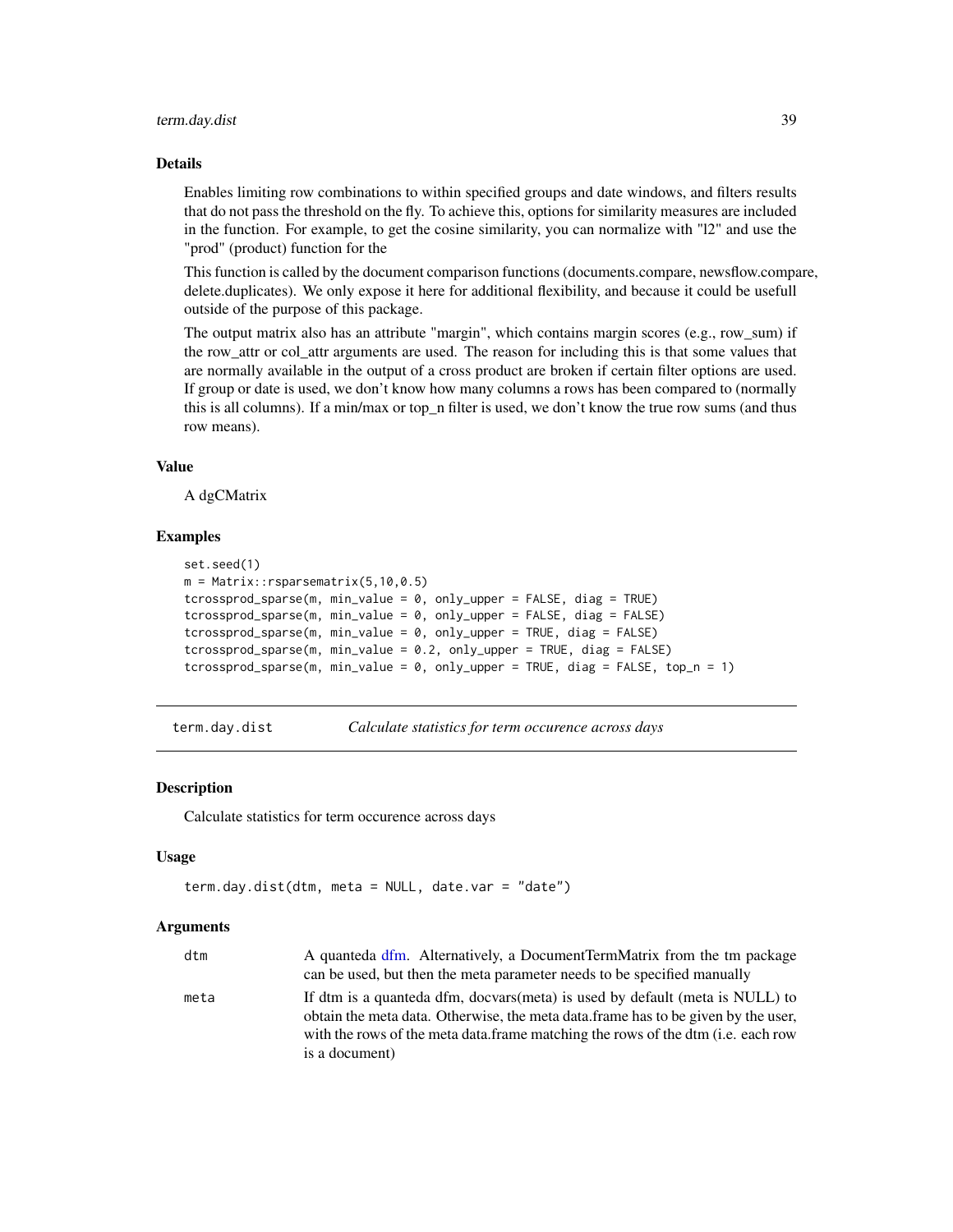## Details

Enables limiting row combinations to within specified groups and date windows, and filters results that do not pass the threshold on the fly. To achieve this, options for similarity measures are included in the function. For example, to get the cosine similarity, you can normalize with "l2" and use the "prod" (product) function for the

This function is called by the document comparison functions (documents.compare, newsflow.compare, delete.duplicates). We only expose it here for additional flexibility, and because it could be usefull outside of the purpose of this package.

The output matrix also has an attribute "margin", which contains margin scores (e.g., row_sum) if the row_attr or col_attr arguments are used. The reason for including this is that some values that are normally available in the output of a cross product are broken if certain filter options are used. If group or date is used, we don't know how many columns a rows has been compared to (normally this is all columns). If a min/max or top_n filter is used, we don't know the true row sums (and thus row means).

## Value

A dgCMatrix

## Examples

```
set.seed(1)
m = Matrix::rsparsematrix(5,10,0.5)
tcrossprod_sparse(m, min_value = 0, only_upper = FALSE, diag = TRUE)
tcrossprod_sparse(m, min_value = 0, only_upper = FALSE, diag = FALSE)
tcrossprod_sparse(m, min_value = 0, only_upper = TRUE, diag = FALSE)
tcrossprod_sparse(m, min_value = 0.2, only_upper = TRUE, diag = FALSE)
tcrossprod_sparse(m, min_value = 0, only_upper = TRUE, diag = FALSE, top_n = 1)
```

---

# term.day.dist — *Calculate statistics for term occurence across days*

## Description

Calculate statistics for term occurence across days

## Usage

```
term.day.dist(dtm, meta = NULL, date.var = "date")
```

## Arguments

| | |
|---|---|
| dtm | A quanteda dfm. Alternatively, a DocumentTermMatrix from the tm package can be used, but then the meta parameter needs to be specified manually |
| meta | If dtm is a quanteda dfm, docvars(meta) is used by default (meta is NULL) to obtain the meta data. Otherwise, the meta data.frame has to be given by the user, with the rows of the meta data.frame matching the rows of the dtm (i.e. each row is a document) |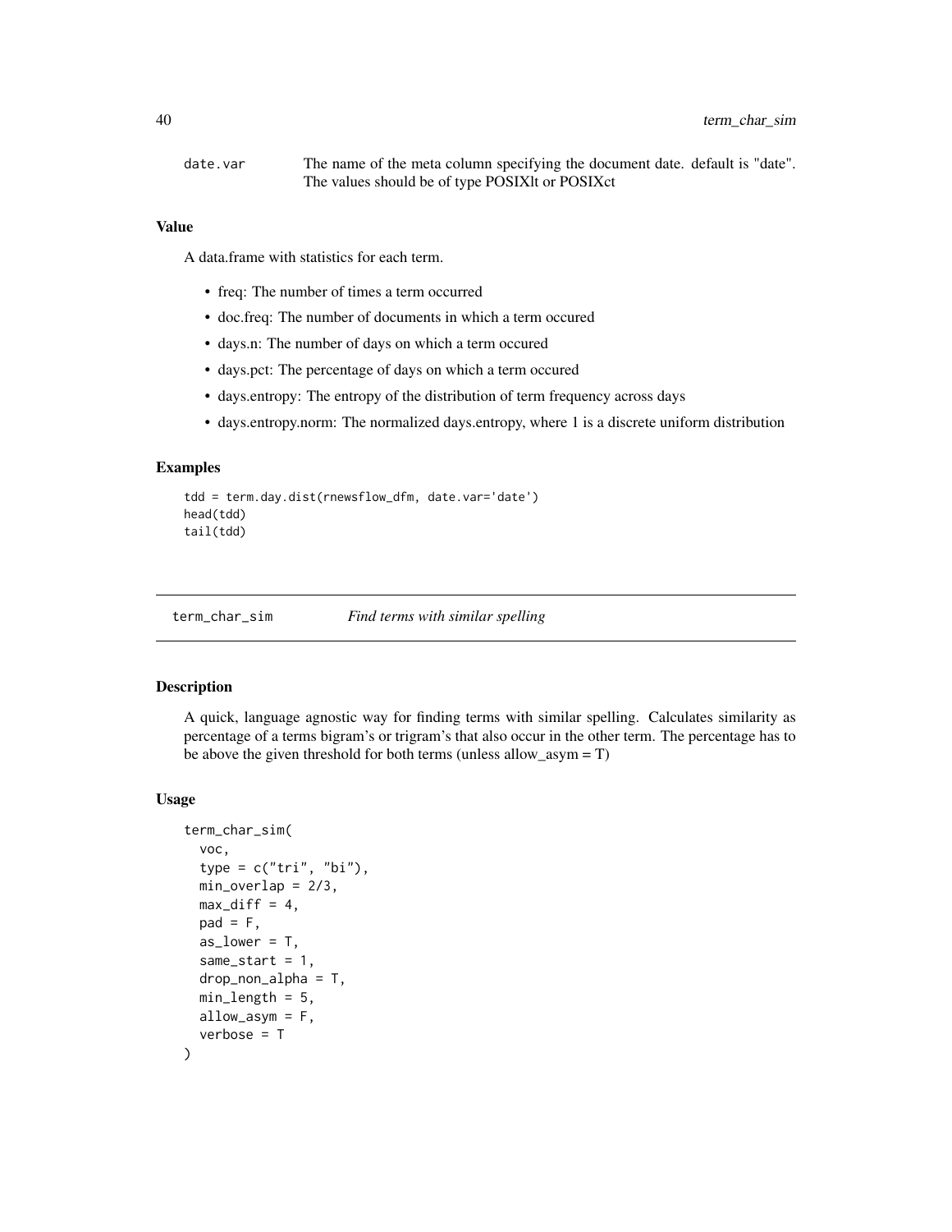date.var The name of the meta column specifying the document date. default is "date". The values should be of type POSIXlt or POSIXct

### Value

A data.frame with statistics for each term.

- freq: The number of times a term occurred
- doc.freq: The number of documents in which a term occured
- days.n: The number of days on which a term occured
- days.pct: The percentage of days on which a term occured
- days.entropy: The entropy of the distribution of term frequency across days
- days.entropy.norm: The normalized days.entropy, where 1 is a discrete uniform distribution

### Examples

```
tdd = term.day.dist(rnewsflow_dfm, date.var='date')
head(tdd)
tail(tdd)
```

---

## term_char_sim *Find terms with similar spelling*

---

### Description

A quick, language agnostic way for finding terms with similar spelling. Calculates similarity as percentage of a terms bigram's or trigram's that also occur in the other term. The percentage has to be above the given threshold for both terms (unless allow_asym = T)

### Usage

```
term_char_sim(
  voc,
  type = c("tri", "bi"),
  min_overlap = 2/3,
  max_diff = 4,
  pad = F,
  as_lower = T,
  same_start = 1,
  drop_non_alpha = T,
  min_length = 5,
  allow_asym = F,
  verbose = T
)
```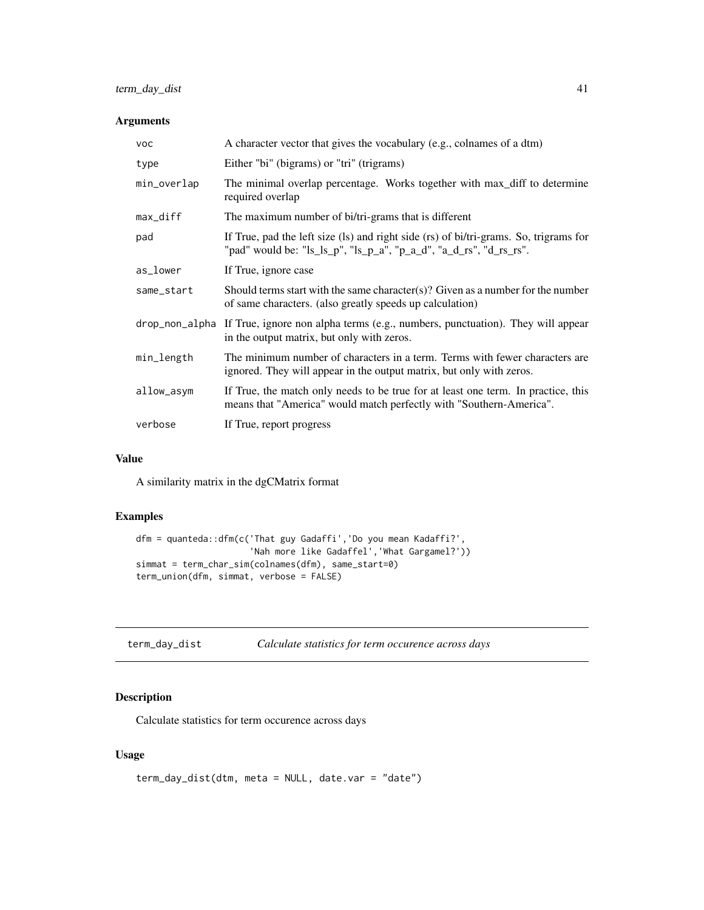## Arguments

| | |
|---|---|
| voc | A character vector that gives the vocabulary (e.g., colnames of a dtm) |
| type | Either "bi" (bigrams) or "tri" (trigrams) |
| min_overlap | The minimal overlap percentage. Works together with max_diff to determine required overlap |
| max_diff | The maximum number of bi/tri-grams that is different |
| pad | If True, pad the left size (ls) and right side (rs) of bi/tri-grams. So, trigrams for "pad" would be: "ls_ls_p", "ls_p_a", "p_a_d", "a_d_rs", "d_rs_rs". |
| as_lower | If True, ignore case |
| same_start | Should terms start with the same character(s)? Given as a number for the number of same characters. (also greatly speeds up calculation) |
| drop_non_alpha | If True, ignore non alpha terms (e.g., numbers, punctuation). They will appear in the output matrix, but only with zeros. |
| min_length | The minimum number of characters in a term. Terms with fewer characters are ignored. They will appear in the output matrix, but only with zeros. |
| allow_asym | If True, the match only needs to be true for at least one term. In practice, this means that "America" would match perfectly with "Southern-America". |
| verbose | If True, report progress |

## Value

A similarity matrix in the dgCMatrix format

## Examples

```
dfm = quanteda::dfm(c('That guy Gadaffi','Do you mean Kadaffi?',
                      'Nah more like Gadaffel','What Gargamel?'))
simmat = term_char_sim(colnames(dfm), same_start=0)
term_union(dfm, simmat, verbose = FALSE)
```

---

# term_day_dist — *Calculate statistics for term occurence across days*

## Description

Calculate statistics for term occurence across days

## Usage

```
term_day_dist(dtm, meta = NULL, date.var = "date")
```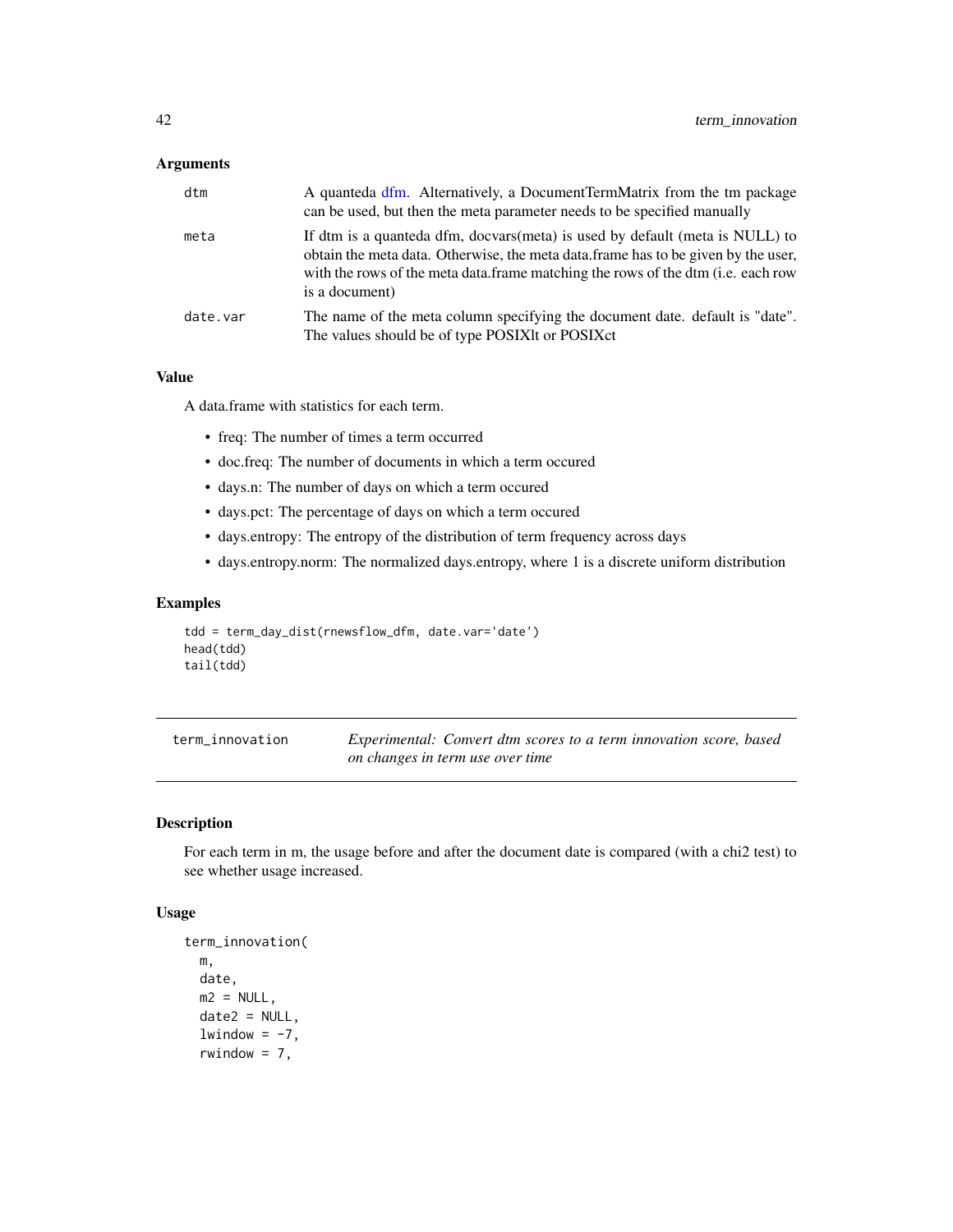## Arguments

| | |
|---|---|
| dtm | A quanteda dfm. Alternatively, a DocumentTermMatrix from the tm package can be used, but then the meta parameter needs to be specified manually |
| meta | If dtm is a quanteda dfm, docvars(meta) is used by default (meta is NULL) to obtain the meta data. Otherwise, the meta data.frame has to be given by the user, with the rows of the meta data.frame matching the rows of the dtm (i.e. each row is a document) |
| date.var | The name of the meta column specifying the document date. default is "date". The values should be of type POSIXlt or POSIXct |

## Value

A data.frame with statistics for each term.

- freq: The number of times a term occurred
- doc.freq: The number of documents in which a term occured
- days.n: The number of days on which a term occured
- days.pct: The percentage of days on which a term occured
- days.entropy: The entropy of the distribution of term frequency across days
- days.entropy.norm: The normalized days.entropy, where 1 is a discrete uniform distribution

## Examples

```
tdd = term_day_dist(rnewsflow_dfm, date.var='date')
head(tdd)
tail(tdd)
```

---

# term_innovation — *Experimental: Convert dtm scores to a term innovation score, based on changes in term use over time*

## Description

For each term in m, the usage before and after the document date is compared (with a chi2 test) to see whether usage increased.

## Usage

```
term_innovation(
  m,
  date,
  m2 = NULL,
  date2 = NULL,
  lwindow = -7,
  rwindow = 7,
```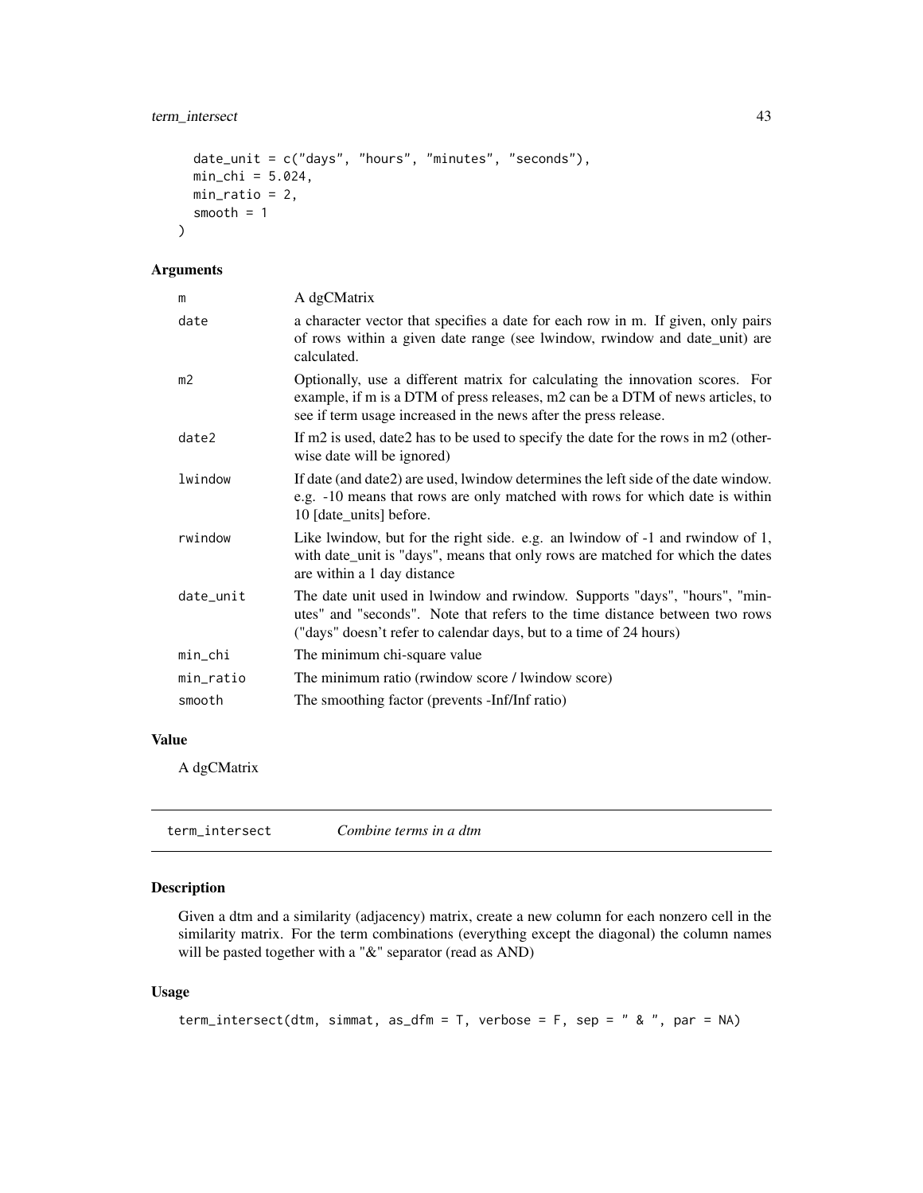```
  date_unit = c("days", "hours", "minutes", "seconds"),
  min_chi = 5.024,
  min_ratio = 2,
  smooth = 1
)
```

### Arguments

| | |
|---|---|
| m | A dgCMatrix |
| date | a character vector that specifies a date for each row in m. If given, only pairs of rows within a given date range (see lwindow, rwindow and date_unit) are calculated. |
| m2 | Optionally, use a different matrix for calculating the innovation scores. For example, if m is a DTM of press releases, m2 can be a DTM of news articles, to see if term usage increased in the news after the press release. |
| date2 | If m2 is used, date2 has to be used to specify the date for the rows in m2 (otherwise date will be ignored) |
| lwindow | If date (and date2) are used, lwindow determines the left side of the date window. e.g. -10 means that rows are only matched with rows for which date is within 10 [date_units] before. |
| rwindow | Like lwindow, but for the right side. e.g. an lwindow of -1 and rwindow of 1, with date_unit is "days", means that only rows are matched for which the dates are within a 1 day distance |
| date_unit | The date unit used in lwindow and rwindow. Supports "days", "hours", "minutes" and "seconds". Note that refers to the time distance between two rows ("days" doesn't refer to calendar days, but to a time of 24 hours) |
| min_chi | The minimum chi-square value |
| min_ratio | The minimum ratio (rwindow score / lwindow score) |
| smooth | The smoothing factor (prevents -Inf/Inf ratio) |

### Value

A dgCMatrix

## term_intersect *Combine terms in a dtm*

### Description

Given a dtm and a similarity (adjacency) matrix, create a new column for each nonzero cell in the similarity matrix. For the term combinations (everything except the diagonal) the column names will be pasted together with a "&" separator (read as AND)

### Usage

```
term_intersect(dtm, simmat, as_dfm = T, verbose = F, sep = " & ", par = NA)
```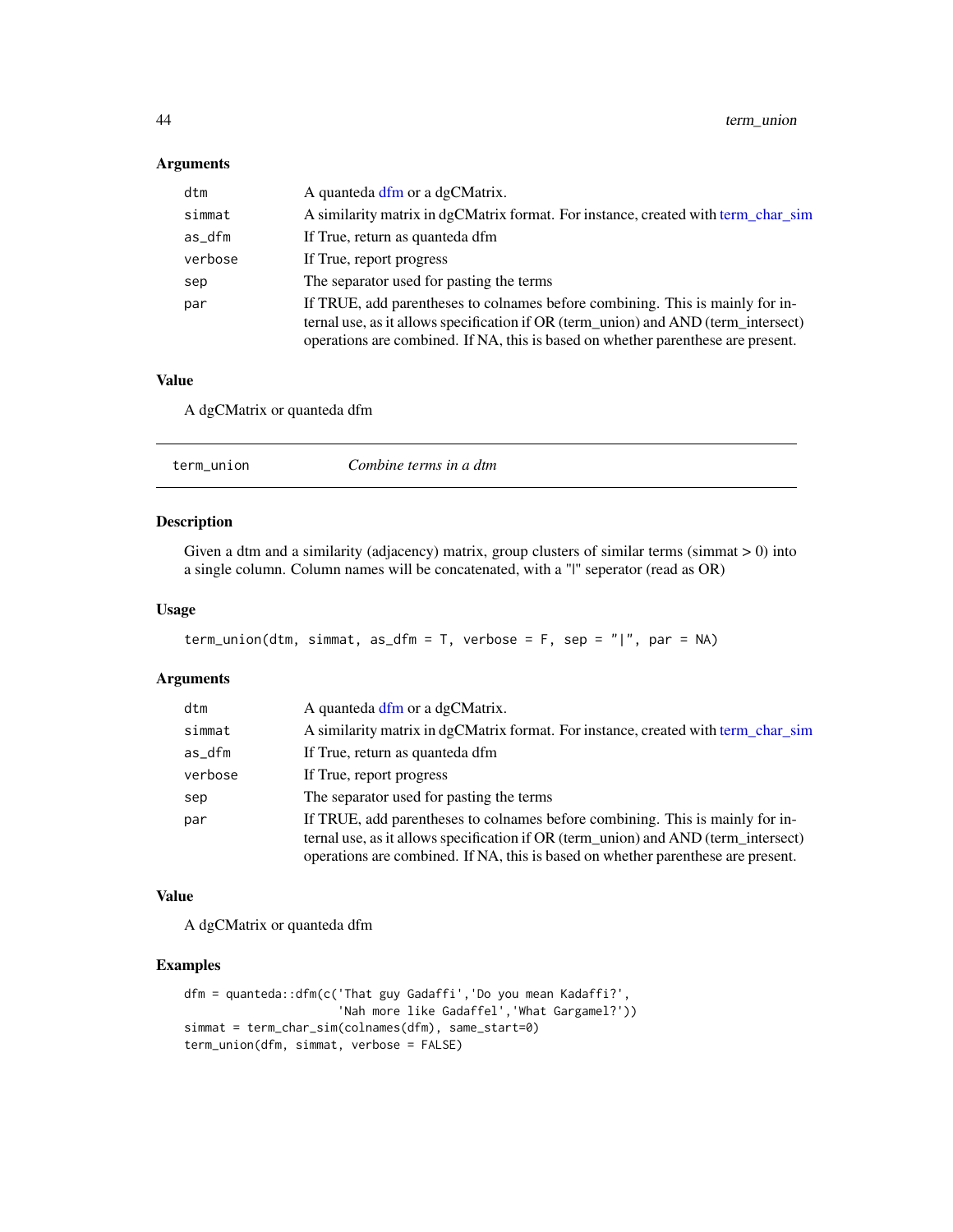## Arguments

| | |
|---|---|
| `dtm` | A quanteda dfm or a dgCMatrix. |
| `simmat` | A similarity matrix in dgCMatrix format. For instance, created with term_char_sim |
| `as_dfm` | If True, return as quanteda dfm |
| `verbose` | If True, report progress |
| `sep` | The separator used for pasting the terms |
| `par` | If TRUE, add parentheses to colnames before combining. This is mainly for internal use, as it allows specification if OR (term_union) and AND (term_intersect) operations are combined. If NA, this is based on whether parenthese are present. |

## Value

A dgCMatrix or quanteda dfm

---

# term_union — *Combine terms in a dtm*

## Description

Given a dtm and a similarity (adjacency) matrix, group clusters of similar terms (simmat > 0) into a single column. Column names will be concatenated, with a "|" seperator (read as OR)

## Usage

```
term_union(dtm, simmat, as_dfm = T, verbose = F, sep = "|", par = NA)
```

## Arguments

| | |
|---|---|
| `dtm` | A quanteda dfm or a dgCMatrix. |
| `simmat` | A similarity matrix in dgCMatrix format. For instance, created with term_char_sim |
| `as_dfm` | If True, return as quanteda dfm |
| `verbose` | If True, report progress |
| `sep` | The separator used for pasting the terms |
| `par` | If TRUE, add parentheses to colnames before combining. This is mainly for internal use, as it allows specification if OR (term_union) and AND (term_intersect) operations are combined. If NA, this is based on whether parenthese are present. |

## Value

A dgCMatrix or quanteda dfm

## Examples

```
dfm = quanteda::dfm(c('That guy Gadaffi','Do you mean Kadaffi?',
                      'Nah more like Gadaffel','What Gargamel?'))
simmat = term_char_sim(colnames(dfm), same_start=0)
term_union(dfm, simmat, verbose = FALSE)
```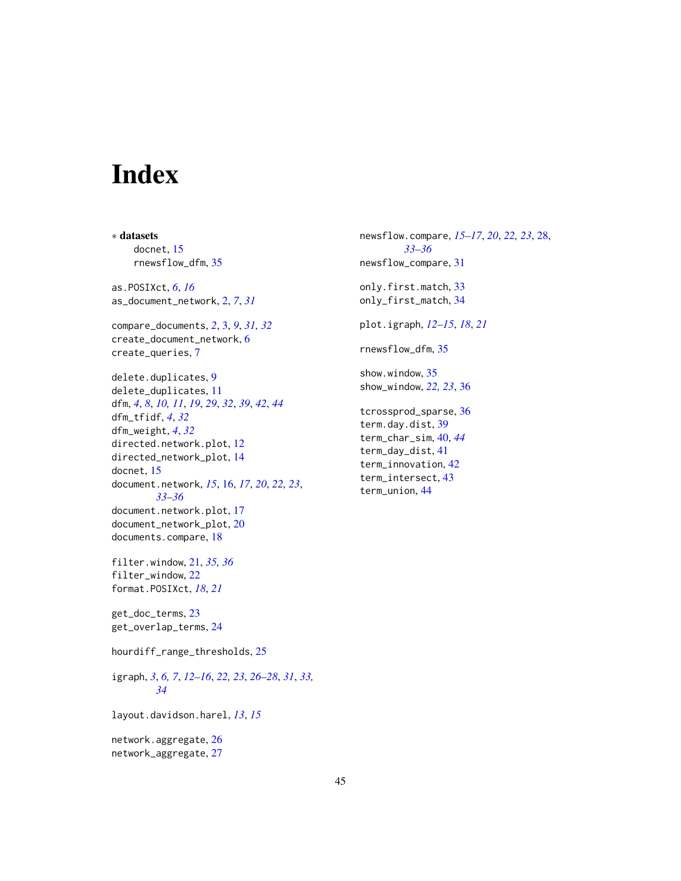# Index

∗ **datasets**
docnet, 15
rnewsflow_dfm, 35

as.POSIXct, *6*, *16*
as_document_network, 2, *7*, *31*

compare_documents, *2*, 3, *9*, *31, 32*
create_document_network, 6
create_queries, 7

delete.duplicates, 9
delete_duplicates, 11
dfm, *4*, *8*, *10, 11*, *19*, *29*, *32*, *39*, *42*, *44*
dfm_tfidf, *4*, *32*
dfm_weight, *4*, *32*
directed.network.plot, 12
directed_network_plot, 14
docnet, 15
document.network, *15*, 16, *17*, *20*, *22, 23*, *33–36*
document.network.plot, 17
document_network_plot, 20
documents.compare, 18

filter.window, 21, *35, 36*
filter_window, 22
format.POSIXct, *18*, *21*

get_doc_terms, 23
get_overlap_terms, 24

hourdiff_range_thresholds, 25

igraph, *3*, *6, 7*, *12–16*, *22, 23*, *26–28*, *31*, *33, 34*

layout.davidson.harel, *13*, *15*

network.aggregate, 26
network_aggregate, 27

newsflow.compare, *15–17*, *20*, *22, 23*, 28, *33–36*
newsflow_compare, 31

only.first.match, 33
only_first_match, 34

plot.igraph, *12–15*, *18*, *21*

rnewsflow_dfm, 35

show.window, 35
show_window, *22, 23*, 36

tcrossprod_sparse, 36
term.day.dist, 39
term_char_sim, 40, *44*
term_day_dist, 41
term_innovation, 42
term_intersect, 43
term_union, 44